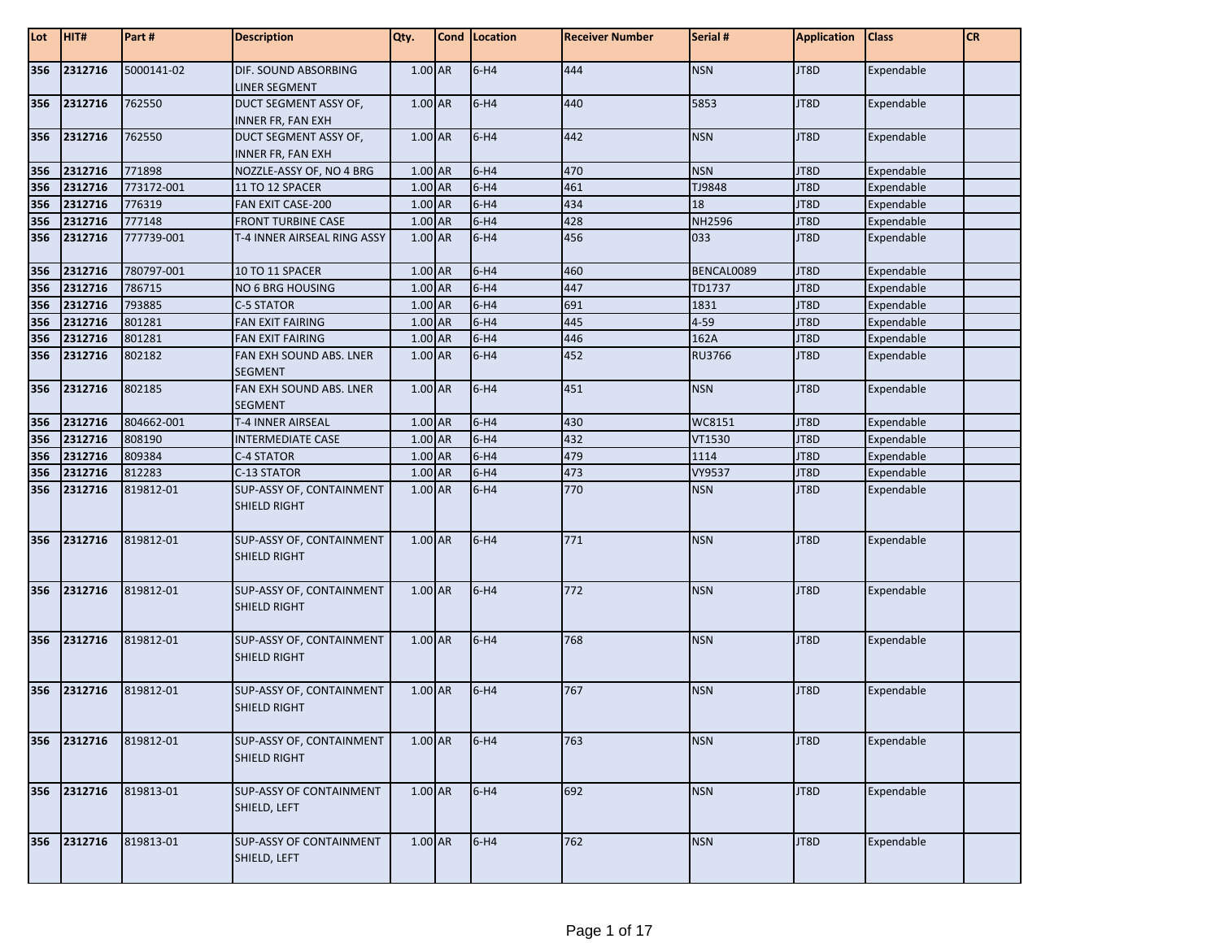| Lot | HIT# | Part # | Description | Qty. | Cond | Location | Receiver Number | Serial # | Application | Class | CR |
|---|---|---|---|---|---|---|---|---|---|---|---|
| 356 | 2312716 | 5000141-02 | DIF. SOUND ABSORBING LINER SEGMENT | 1.00 | AR | 6-H4 | 444 | NSN | JT8D | Expendable | |
| 356 | 2312716 | 762550 | DUCT SEGMENT ASSY OF, INNER FR, FAN EXH | 1.00 | AR | 6-H4 | 440 | 5853 | JT8D | Expendable | |
| 356 | 2312716 | 762550 | DUCT SEGMENT ASSY OF, INNER FR, FAN EXH | 1.00 | AR | 6-H4 | 442 | NSN | JT8D | Expendable | |
| 356 | 2312716 | 771898 | NOZZLE-ASSY OF, NO 4 BRG | 1.00 | AR | 6-H4 | 470 | NSN | JT8D | Expendable | |
| 356 | 2312716 | 773172-001 | 11 TO 12 SPACER | 1.00 | AR | 6-H4 | 461 | TJ9848 | JT8D | Expendable | |
| 356 | 2312716 | 776319 | FAN EXIT CASE-200 | 1.00 | AR | 6-H4 | 434 | 18 | JT8D | Expendable | |
| 356 | 2312716 | 777148 | FRONT TURBINE CASE | 1.00 | AR | 6-H4 | 428 | NH2596 | JT8D | Expendable | |
| 356 | 2312716 | 777739-001 | T-4 INNER AIRSEAL RING ASSY | 1.00 | AR | 6-H4 | 456 | 033 | JT8D | Expendable | |
| 356 | 2312716 | 780797-001 | 10 TO 11 SPACER | 1.00 | AR | 6-H4 | 460 | BENCAL0089 | JT8D | Expendable | |
| 356 | 2312716 | 786715 | NO 6 BRG HOUSING | 1.00 | AR | 6-H4 | 447 | TD1737 | JT8D | Expendable | |
| 356 | 2312716 | 793885 | C-5 STATOR | 1.00 | AR | 6-H4 | 691 | 1831 | JT8D | Expendable | |
| 356 | 2312716 | 801281 | FAN EXIT FAIRING | 1.00 | AR | 6-H4 | 445 | 4-59 | JT8D | Expendable | |
| 356 | 2312716 | 801281 | FAN EXIT FAIRING | 1.00 | AR | 6-H4 | 446 | 162A | JT8D | Expendable | |
| 356 | 2312716 | 802182 | FAN EXH SOUND ABS. LNER SEGMENT | 1.00 | AR | 6-H4 | 452 | RU3766 | JT8D | Expendable | |
| 356 | 2312716 | 802185 | FAN EXH SOUND ABS. LNER SEGMENT | 1.00 | AR | 6-H4 | 451 | NSN | JT8D | Expendable | |
| 356 | 2312716 | 804662-001 | T-4 INNER AIRSEAL | 1.00 | AR | 6-H4 | 430 | WC8151 | JT8D | Expendable | |
| 356 | 2312716 | 808190 | INTERMEDIATE CASE | 1.00 | AR | 6-H4 | 432 | VT1530 | JT8D | Expendable | |
| 356 | 2312716 | 809384 | C-4 STATOR | 1.00 | AR | 6-H4 | 479 | 1114 | JT8D | Expendable | |
| 356 | 2312716 | 812283 | C-13 STATOR | 1.00 | AR | 6-H4 | 473 | VY9537 | JT8D | Expendable | |
| 356 | 2312716 | 819812-01 | SUP-ASSY OF, CONTAINMENT SHIELD RIGHT | 1.00 | AR | 6-H4 | 770 | NSN | JT8D | Expendable | |
| 356 | 2312716 | 819812-01 | SUP-ASSY OF, CONTAINMENT SHIELD RIGHT | 1.00 | AR | 6-H4 | 771 | NSN | JT8D | Expendable | |
| 356 | 2312716 | 819812-01 | SUP-ASSY OF, CONTAINMENT SHIELD RIGHT | 1.00 | AR | 6-H4 | 772 | NSN | JT8D | Expendable | |
| 356 | 2312716 | 819812-01 | SUP-ASSY OF, CONTAINMENT SHIELD RIGHT | 1.00 | AR | 6-H4 | 768 | NSN | JT8D | Expendable | |
| 356 | 2312716 | 819812-01 | SUP-ASSY OF, CONTAINMENT SHIELD RIGHT | 1.00 | AR | 6-H4 | 767 | NSN | JT8D | Expendable | |
| 356 | 2312716 | 819812-01 | SUP-ASSY OF, CONTAINMENT SHIELD RIGHT | 1.00 | AR | 6-H4 | 763 | NSN | JT8D | Expendable | |
| 356 | 2312716 | 819813-01 | SUP-ASSY OF CONTAINMENT SHIELD, LEFT | 1.00 | AR | 6-H4 | 692 | NSN | JT8D | Expendable | |
| 356 | 2312716 | 819813-01 | SUP-ASSY OF CONTAINMENT SHIELD, LEFT | 1.00 | AR | 6-H4 | 762 | NSN | JT8D | Expendable | |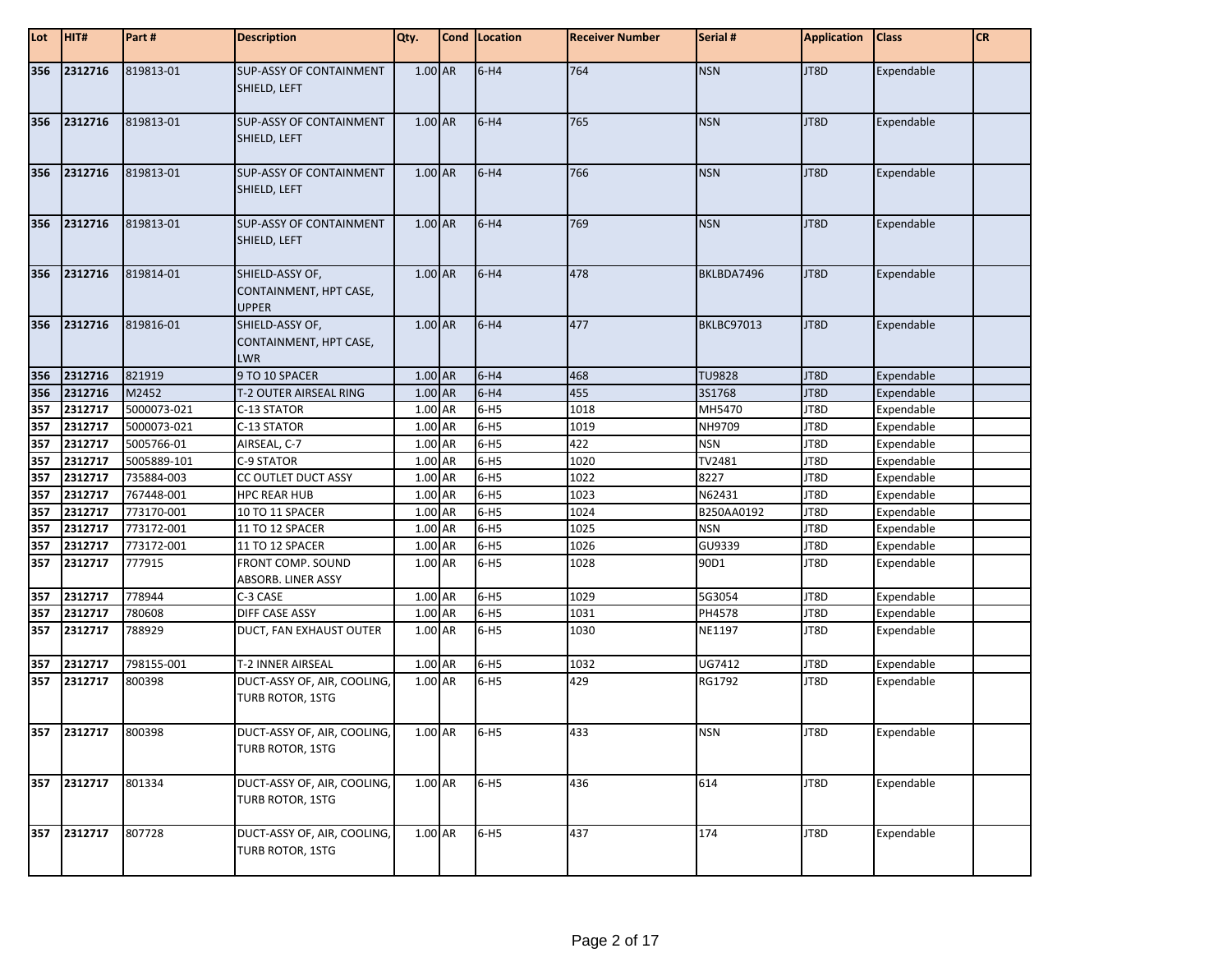| Lot | HIT# | Part # | Description | Qty. | Cond | Location | Receiver Number | Serial # | Application | Class | CR |
|---|---|---|---|---|---|---|---|---|---|---|---|
| **356** | **2312716** | 819813-01 | SUP-ASSY OF CONTAINMENT SHIELD, LEFT | 1.00 | AR | 6-H4 | 764 | NSN | JT8D | Expendable | |
| **356** | **2312716** | 819813-01 | SUP-ASSY OF CONTAINMENT SHIELD, LEFT | 1.00 | AR | 6-H4 | 765 | NSN | JT8D | Expendable | |
| **356** | **2312716** | 819813-01 | SUP-ASSY OF CONTAINMENT SHIELD, LEFT | 1.00 | AR | 6-H4 | 766 | NSN | JT8D | Expendable | |
| **356** | **2312716** | 819813-01 | SUP-ASSY OF CONTAINMENT SHIELD, LEFT | 1.00 | AR | 6-H4 | 769 | NSN | JT8D | Expendable | |
| **356** | **2312716** | 819814-01 | SHIELD-ASSY OF, CONTAINMENT, HPT CASE, UPPER | 1.00 | AR | 6-H4 | 478 | BKLBDA7496 | JT8D | Expendable | |
| **356** | **2312716** | 819816-01 | SHIELD-ASSY OF, CONTAINMENT, HPT CASE, LWR | 1.00 | AR | 6-H4 | 477 | BKLBC97013 | JT8D | Expendable | |
| **356** | **2312716** | 821919 | 9 TO 10 SPACER | 1.00 | AR | 6-H4 | 468 | TU9828 | JT8D | Expendable | |
| **356** | **2312716** | M2452 | T-2 OUTER AIRSEAL RING | 1.00 | AR | 6-H4 | 455 | 3S1768 | JT8D | Expendable | |
| **357** | **2312717** | 5000073-021 | C-13 STATOR | 1.00 | AR | 6-H5 | 1018 | MH5470 | JT8D | Expendable | |
| **357** | **2312717** | 5000073-021 | C-13 STATOR | 1.00 | AR | 6-H5 | 1019 | NH9709 | JT8D | Expendable | |
| **357** | **2312717** | 5005766-01 | AIRSEAL, C-7 | 1.00 | AR | 6-H5 | 422 | NSN | JT8D | Expendable | |
| **357** | **2312717** | 5005889-101 | C-9 STATOR | 1.00 | AR | 6-H5 | 1020 | TV2481 | JT8D | Expendable | |
| **357** | **2312717** | 735884-003 | CC OUTLET DUCT ASSY | 1.00 | AR | 6-H5 | 1022 | 8227 | JT8D | Expendable | |
| **357** | **2312717** | 767448-001 | HPC REAR HUB | 1.00 | AR | 6-H5 | 1023 | N62431 | JT8D | Expendable | |
| **357** | **2312717** | 773170-001 | 10 TO 11 SPACER | 1.00 | AR | 6-H5 | 1024 | B250AA0192 | JT8D | Expendable | |
| **357** | **2312717** | 773172-001 | 11 TO 12 SPACER | 1.00 | AR | 6-H5 | 1025 | NSN | JT8D | Expendable | |
| **357** | **2312717** | 773172-001 | 11 TO 12 SPACER | 1.00 | AR | 6-H5 | 1026 | GU9339 | JT8D | Expendable | |
| **357** | **2312717** | 777915 | FRONT COMP. SOUND ABSORB. LINER ASSY | 1.00 | AR | 6-H5 | 1028 | 90D1 | JT8D | Expendable | |
| **357** | **2312717** | 778944 | C-3 CASE | 1.00 | AR | 6-H5 | 1029 | 5G3054 | JT8D | Expendable | |
| **357** | **2312717** | 780608 | DIFF CASE ASSY | 1.00 | AR | 6-H5 | 1031 | PH4578 | JT8D | Expendable | |
| **357** | **2312717** | 788929 | DUCT, FAN EXHAUST OUTER | 1.00 | AR | 6-H5 | 1030 | NE1197 | JT8D | Expendable | |
| **357** | **2312717** | 798155-001 | T-2 INNER AIRSEAL | 1.00 | AR | 6-H5 | 1032 | UG7412 | JT8D | Expendable | |
| **357** | **2312717** | 800398 | DUCT-ASSY OF, AIR, COOLING, TURB ROTOR, 1STG | 1.00 | AR | 6-H5 | 429 | RG1792 | JT8D | Expendable | |
| **357** | **2312717** | 800398 | DUCT-ASSY OF, AIR, COOLING, TURB ROTOR, 1STG | 1.00 | AR | 6-H5 | 433 | NSN | JT8D | Expendable | |
| **357** | **2312717** | 801334 | DUCT-ASSY OF, AIR, COOLING, TURB ROTOR, 1STG | 1.00 | AR | 6-H5 | 436 | 614 | JT8D | Expendable | |
| **357** | **2312717** | 807728 | DUCT-ASSY OF, AIR, COOLING, TURB ROTOR, 1STG | 1.00 | AR | 6-H5 | 437 | 174 | JT8D | Expendable | |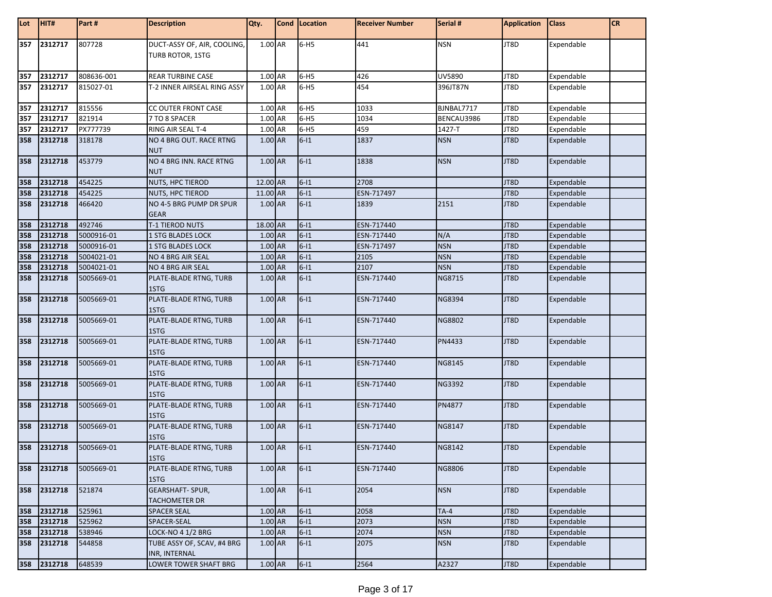| Lot | HIT# | Part # | Description | Qty. | Cond | Location | Receiver Number | Serial # | Application | Class | CR |
|---|---|---|---|---|---|---|---|---|---|---|---|
| 357 | 2312717 | 807728 | DUCT-ASSY OF, AIR, COOLING, TURB ROTOR, 1STG | 1.00 | AR | 6-H5 | 441 | NSN | JT8D | Expendable | |
| 357 | 2312717 | 808636-001 | REAR TURBINE CASE | 1.00 | AR | 6-H5 | 426 | UV5890 | JT8D | Expendable | |
| 357 | 2312717 | 815027-01 | T-2 INNER AIRSEAL RING ASSY | 1.00 | AR | 6-H5 | 454 | 396JT87N | JT8D | Expendable | |
| 357 | 2312717 | 815556 | CC OUTER FRONT CASE | 1.00 | AR | 6-H5 | 1033 | BJNBAL7717 | JT8D | Expendable | |
| 357 | 2312717 | 821914 | 7 TO 8 SPACER | 1.00 | AR | 6-H5 | 1034 | BENCAU3986 | JT8D | Expendable | |
| 357 | 2312717 | PX777739 | RING AIR SEAL T-4 | 1.00 | AR | 6-H5 | 459 | 1427-T | JT8D | Expendable | |
| 358 | 2312718 | 318178 | NO 4 BRG OUT. RACE RTNG NUT | 1.00 | AR | 6-I1 | 1837 | NSN | JT8D | Expendable | |
| 358 | 2312718 | 453779 | NO 4 BRG INN. RACE RTNG NUT | 1.00 | AR | 6-I1 | 1838 | NSN | JT8D | Expendable | |
| 358 | 2312718 | 454225 | NUTS, HPC TIEROD | 12.00 | AR | 6-I1 | 2708 | | JT8D | Expendable | |
| 358 | 2312718 | 454225 | NUTS, HPC TIEROD | 11.00 | AR | 6-I1 | ESN-717497 | | JT8D | Expendable | |
| 358 | 2312718 | 466420 | NO 4-5 BRG PUMP DR SPUR GEAR | 1.00 | AR | 6-I1 | 1839 | 2151 | JT8D | Expendable | |
| 358 | 2312718 | 492746 | T-1 TIEROD NUTS | 18.00 | AR | 6-I1 | ESN-717440 | | JT8D | Expendable | |
| 358 | 2312718 | 5000916-01 | 1 STG BLADES LOCK | 1.00 | AR | 6-I1 | ESN-717440 | N/A | JT8D | Expendable | |
| 358 | 2312718 | 5000916-01 | 1 STG BLADES LOCK | 1.00 | AR | 6-I1 | ESN-717497 | NSN | JT8D | Expendable | |
| 358 | 2312718 | 5004021-01 | NO 4 BRG AIR SEAL | 1.00 | AR | 6-I1 | 2105 | NSN | JT8D | Expendable | |
| 358 | 2312718 | 5004021-01 | NO 4 BRG AIR SEAL | 1.00 | AR | 6-I1 | 2107 | NSN | JT8D | Expendable | |
| 358 | 2312718 | 5005669-01 | PLATE-BLADE RTNG, TURB 1STG | 1.00 | AR | 6-I1 | ESN-717440 | NG8715 | JT8D | Expendable | |
| 358 | 2312718 | 5005669-01 | PLATE-BLADE RTNG, TURB 1STG | 1.00 | AR | 6-I1 | ESN-717440 | NG8394 | JT8D | Expendable | |
| 358 | 2312718 | 5005669-01 | PLATE-BLADE RTNG, TURB 1STG | 1.00 | AR | 6-I1 | ESN-717440 | NG8802 | JT8D | Expendable | |
| 358 | 2312718 | 5005669-01 | PLATE-BLADE RTNG, TURB 1STG | 1.00 | AR | 6-I1 | ESN-717440 | PN4433 | JT8D | Expendable | |
| 358 | 2312718 | 5005669-01 | PLATE-BLADE RTNG, TURB 1STG | 1.00 | AR | 6-I1 | ESN-717440 | NG8145 | JT8D | Expendable | |
| 358 | 2312718 | 5005669-01 | PLATE-BLADE RTNG, TURB 1STG | 1.00 | AR | 6-I1 | ESN-717440 | NG3392 | JT8D | Expendable | |
| 358 | 2312718 | 5005669-01 | PLATE-BLADE RTNG, TURB 1STG | 1.00 | AR | 6-I1 | ESN-717440 | PN4877 | JT8D | Expendable | |
| 358 | 2312718 | 5005669-01 | PLATE-BLADE RTNG, TURB 1STG | 1.00 | AR | 6-I1 | ESN-717440 | NG8147 | JT8D | Expendable | |
| 358 | 2312718 | 5005669-01 | PLATE-BLADE RTNG, TURB 1STG | 1.00 | AR | 6-I1 | ESN-717440 | NG8142 | JT8D | Expendable | |
| 358 | 2312718 | 5005669-01 | PLATE-BLADE RTNG, TURB 1STG | 1.00 | AR | 6-I1 | ESN-717440 | NG8806 | JT8D | Expendable | |
| 358 | 2312718 | 521874 | GEARSHAFT- SPUR, TACHOMETER DR | 1.00 | AR | 6-I1 | 2054 | NSN | JT8D | Expendable | |
| 358 | 2312718 | 525961 | SPACER SEAL | 1.00 | AR | 6-I1 | 2058 | TA-4 | JT8D | Expendable | |
| 358 | 2312718 | 525962 | SPACER-SEAL | 1.00 | AR | 6-I1 | 2073 | NSN | JT8D | Expendable | |
| 358 | 2312718 | 538946 | LOCK-NO 4 1/2 BRG | 1.00 | AR | 6-I1 | 2074 | NSN | JT8D | Expendable | |
| 358 | 2312718 | 544858 | TUBE ASSY OF, SCAV, #4 BRG INR, INTERNAL | 1.00 | AR | 6-I1 | 2075 | NSN | JT8D | Expendable | |
| 358 | 2312718 | 648539 | LOWER TOWER SHAFT BRG | 1.00 | AR | 6-I1 | 2564 | A2327 | JT8D | Expendable | |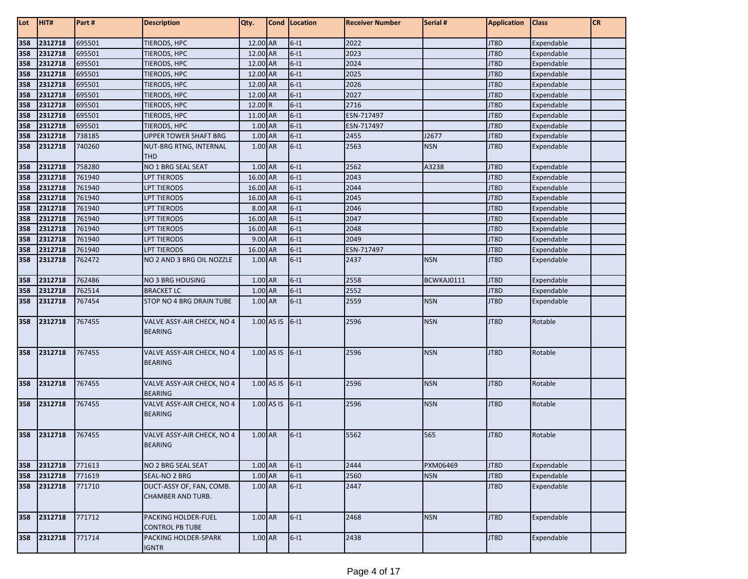| Lot | HIT# | Part # | Description | Qty. | Cond | Location | Receiver Number | Serial # | Application | Class | CR |
|---|---|---|---|---|---|---|---|---|---|---|---|
| 358 | 2312718 | 695501 | TIERODS, HPC | 12.00 | AR | 6-I1 | 2022 | | JT8D | Expendable | |
| 358 | 2312718 | 695501 | TIERODS, HPC | 12.00 | AR | 6-I1 | 2023 | | JT8D | Expendable | |
| 358 | 2312718 | 695501 | TIERODS, HPC | 12.00 | AR | 6-I1 | 2024 | | JT8D | Expendable | |
| 358 | 2312718 | 695501 | TIERODS, HPC | 12.00 | AR | 6-I1 | 2025 | | JT8D | Expendable | |
| 358 | 2312718 | 695501 | TIERODS, HPC | 12.00 | AR | 6-I1 | 2026 | | JT8D | Expendable | |
| 358 | 2312718 | 695501 | TIERODS, HPC | 12.00 | AR | 6-I1 | 2027 | | JT8D | Expendable | |
| 358 | 2312718 | 695501 | TIERODS, HPC | 12.00 | R | 6-I1 | 2716 | | JT8D | Expendable | |
| 358 | 2312718 | 695501 | TIERODS, HPC | 11.00 | AR | 6-I1 | ESN-717497 | | JT8D | Expendable | |
| 358 | 2312718 | 695501 | TIERODS, HPC | 1.00 | AR | 6-I1 | ESN-717497 | | JT8D | Expendable | |
| 358 | 2312718 | 738185 | UPPER TOWER SHAFT BRG | 1.00 | AR | 6-I1 | 2455 | J2677 | JT8D | Expendable | |
| 358 | 2312718 | 740260 | NUT-BRG RTNG, INTERNAL THD | 1.00 | AR | 6-I1 | 2563 | NSN | JT8D | Expendable | |
| 358 | 2312718 | 758280 | NO 1 BRG SEAL SEAT | 1.00 | AR | 6-I1 | 2562 | A3238 | JT8D | Expendable | |
| 358 | 2312718 | 761940 | LPT TIERODS | 16.00 | AR | 6-I1 | 2043 | | JT8D | Expendable | |
| 358 | 2312718 | 761940 | LPT TIERODS | 16.00 | AR | 6-I1 | 2044 | | JT8D | Expendable | |
| 358 | 2312718 | 761940 | LPT TIERODS | 16.00 | AR | 6-I1 | 2045 | | JT8D | Expendable | |
| 358 | 2312718 | 761940 | LPT TIERODS | 8.00 | AR | 6-I1 | 2046 | | JT8D | Expendable | |
| 358 | 2312718 | 761940 | LPT TIERODS | 16.00 | AR | 6-I1 | 2047 | | JT8D | Expendable | |
| 358 | 2312718 | 761940 | LPT TIERODS | 16.00 | AR | 6-I1 | 2048 | | JT8D | Expendable | |
| 358 | 2312718 | 761940 | LPT TIERODS | 9.00 | AR | 6-I1 | 2049 | | JT8D | Expendable | |
| 358 | 2312718 | 761940 | LPT TIERODS | 16.00 | AR | 6-I1 | ESN-717497 | | JT8D | Expendable | |
| 358 | 2312718 | 762472 | NO 2 AND 3 BRG OIL NOZZLE | 1.00 | AR | 6-I1 | 2437 | NSN | JT8D | Expendable | |
| 358 | 2312718 | 762486 | NO 3 BRG HOUSING | 1.00 | AR | 6-I1 | 2558 | BCWKAJ0111 | JT8D | Expendable | |
| 358 | 2312718 | 762514 | BRACKET LC | 1.00 | AR | 6-I1 | 2552 | | JT8D | Expendable | |
| 358 | 2312718 | 767454 | STOP NO 4 BRG DRAIN TUBE | 1.00 | AR | 6-I1 | 2559 | NSN | JT8D | Expendable | |
| 358 | 2312718 | 767455 | VALVE ASSY-AIR CHECK, NO 4 BEARING | 1.00 | AS IS | 6-I1 | 2596 | NSN | JT8D | Rotable | |
| 358 | 2312718 | 767455 | VALVE ASSY-AIR CHECK, NO 4 BEARING | 1.00 | AS IS | 6-I1 | 2596 | NSN | JT8D | Rotable | |
| 358 | 2312718 | 767455 | VALVE ASSY-AIR CHECK, NO 4 BEARING | 1.00 | AS IS | 6-I1 | 2596 | NSN | JT8D | Rotable | |
| 358 | 2312718 | 767455 | VALVE ASSY-AIR CHECK, NO 4 BEARING | 1.00 | AS IS | 6-I1 | 2596 | NSN | JT8D | Rotable | |
| 358 | 2312718 | 767455 | VALVE ASSY-AIR CHECK, NO 4 BEARING | 1.00 | AR | 6-I1 | 5562 | 565 | JT8D | Rotable | |
| 358 | 2312718 | 771613 | NO 2 BRG SEAL SEAT | 1.00 | AR | 6-I1 | 2444 | PXM06469 | JT8D | Expendable | |
| 358 | 2312718 | 771619 | SEAL-NO 2 BRG | 1.00 | AR | 6-I1 | 2560 | NSN | JT8D | Expendable | |
| 358 | 2312718 | 771710 | DUCT-ASSY OF, FAN, COMB. CHAMBER AND TURB. | 1.00 | AR | 6-I1 | 2447 | | JT8D | Expendable | |
| 358 | 2312718 | 771712 | PACKING HOLDER-FUEL CONTROL PB TUBE | 1.00 | AR | 6-I1 | 2468 | NSN | JT8D | Expendable | |
| 358 | 2312718 | 771714 | PACKING HOLDER-SPARK IGNTR | 1.00 | AR | 6-I1 | 2438 | | JT8D | Expendable | |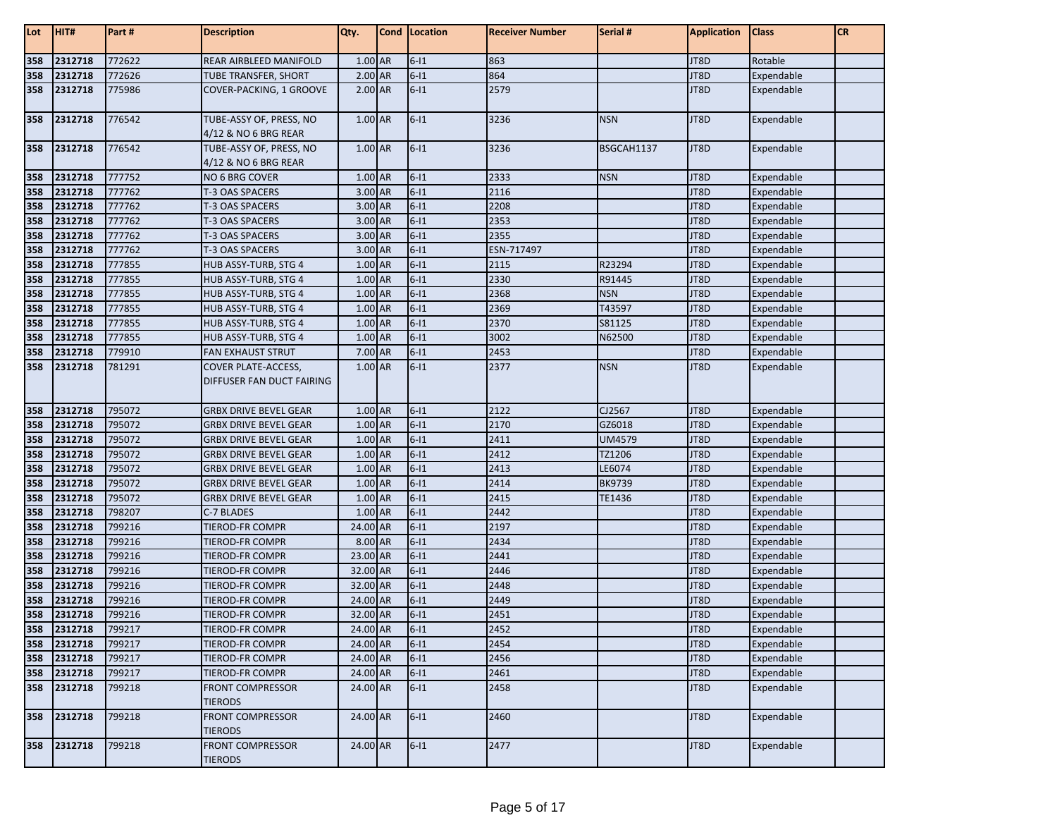| Lot | HIT# | Part # | Description | Qty. | Cond | Location | Receiver Number | Serial # | Application | Class | CR |
|---|---|---|---|---|---|---|---|---|---|---|---|
| 358 | 2312718 | 772622 | REAR AIRBLEED MANIFOLD | 1.00 | AR | 6-I1 | 863 | | JT8D | Rotable | |
| 358 | 2312718 | 772626 | TUBE TRANSFER, SHORT | 2.00 | AR | 6-I1 | 864 | | JT8D | Expendable | |
| 358 | 2312718 | 775986 | COVER-PACKING, 1 GROOVE | 2.00 | AR | 6-I1 | 2579 | | JT8D | Expendable | |
| 358 | 2312718 | 776542 | TUBE-ASSY OF, PRESS, NO 4/12 & NO 6 BRG REAR | 1.00 | AR | 6-I1 | 3236 | NSN | JT8D | Expendable | |
| 358 | 2312718 | 776542 | TUBE-ASSY OF, PRESS, NO 4/12 & NO 6 BRG REAR | 1.00 | AR | 6-I1 | 3236 | BSGCAH1137 | JT8D | Expendable | |
| 358 | 2312718 | 777752 | NO 6 BRG COVER | 1.00 | AR | 6-I1 | 2333 | NSN | JT8D | Expendable | |
| 358 | 2312718 | 777762 | T-3 OAS SPACERS | 3.00 | AR | 6-I1 | 2116 | | JT8D | Expendable | |
| 358 | 2312718 | 777762 | T-3 OAS SPACERS | 3.00 | AR | 6-I1 | 2208 | | JT8D | Expendable | |
| 358 | 2312718 | 777762 | T-3 OAS SPACERS | 3.00 | AR | 6-I1 | 2353 | | JT8D | Expendable | |
| 358 | 2312718 | 777762 | T-3 OAS SPACERS | 3.00 | AR | 6-I1 | 2355 | | JT8D | Expendable | |
| 358 | 2312718 | 777762 | T-3 OAS SPACERS | 3.00 | AR | 6-I1 | ESN-717497 | | JT8D | Expendable | |
| 358 | 2312718 | 777855 | HUB ASSY-TURB, STG 4 | 1.00 | AR | 6-I1 | 2115 | R23294 | JT8D | Expendable | |
| 358 | 2312718 | 777855 | HUB ASSY-TURB, STG 4 | 1.00 | AR | 6-I1 | 2330 | R91445 | JT8D | Expendable | |
| 358 | 2312718 | 777855 | HUB ASSY-TURB, STG 4 | 1.00 | AR | 6-I1 | 2368 | NSN | JT8D | Expendable | |
| 358 | 2312718 | 777855 | HUB ASSY-TURB, STG 4 | 1.00 | AR | 6-I1 | 2369 | T43597 | JT8D | Expendable | |
| 358 | 2312718 | 777855 | HUB ASSY-TURB, STG 4 | 1.00 | AR | 6-I1 | 2370 | S81125 | JT8D | Expendable | |
| 358 | 2312718 | 777855 | HUB ASSY-TURB, STG 4 | 1.00 | AR | 6-I1 | 3002 | N62500 | JT8D | Expendable | |
| 358 | 2312718 | 779910 | FAN EXHAUST STRUT | 7.00 | AR | 6-I1 | 2453 | | JT8D | Expendable | |
| 358 | 2312718 | 781291 | COVER PLATE-ACCESS, DIFFUSER FAN DUCT FAIRING | 1.00 | AR | 6-I1 | 2377 | NSN | JT8D | Expendable | |
| 358 | 2312718 | 795072 | GRBX DRIVE BEVEL GEAR | 1.00 | AR | 6-I1 | 2122 | CJ2567 | JT8D | Expendable | |
| 358 | 2312718 | 795072 | GRBX DRIVE BEVEL GEAR | 1.00 | AR | 6-I1 | 2170 | GZ6018 | JT8D | Expendable | |
| 358 | 2312718 | 795072 | GRBX DRIVE BEVEL GEAR | 1.00 | AR | 6-I1 | 2411 | UM4579 | JT8D | Expendable | |
| 358 | 2312718 | 795072 | GRBX DRIVE BEVEL GEAR | 1.00 | AR | 6-I1 | 2412 | TZ1206 | JT8D | Expendable | |
| 358 | 2312718 | 795072 | GRBX DRIVE BEVEL GEAR | 1.00 | AR | 6-I1 | 2413 | LE6074 | JT8D | Expendable | |
| 358 | 2312718 | 795072 | GRBX DRIVE BEVEL GEAR | 1.00 | AR | 6-I1 | 2414 | BK9739 | JT8D | Expendable | |
| 358 | 2312718 | 795072 | GRBX DRIVE BEVEL GEAR | 1.00 | AR | 6-I1 | 2415 | TE1436 | JT8D | Expendable | |
| 358 | 2312718 | 798207 | C-7 BLADES | 1.00 | AR | 6-I1 | 2442 | | JT8D | Expendable | |
| 358 | 2312718 | 799216 | TIEROD-FR COMPR | 24.00 | AR | 6-I1 | 2197 | | JT8D | Expendable | |
| 358 | 2312718 | 799216 | TIEROD-FR COMPR | 8.00 | AR | 6-I1 | 2434 | | JT8D | Expendable | |
| 358 | 2312718 | 799216 | TIEROD-FR COMPR | 23.00 | AR | 6-I1 | 2441 | | JT8D | Expendable | |
| 358 | 2312718 | 799216 | TIEROD-FR COMPR | 32.00 | AR | 6-I1 | 2446 | | JT8D | Expendable | |
| 358 | 2312718 | 799216 | TIEROD-FR COMPR | 32.00 | AR | 6-I1 | 2448 | | JT8D | Expendable | |
| 358 | 2312718 | 799216 | TIEROD-FR COMPR | 24.00 | AR | 6-I1 | 2449 | | JT8D | Expendable | |
| 358 | 2312718 | 799216 | TIEROD-FR COMPR | 32.00 | AR | 6-I1 | 2451 | | JT8D | Expendable | |
| 358 | 2312718 | 799217 | TIEROD-FR COMPR | 24.00 | AR | 6-I1 | 2452 | | JT8D | Expendable | |
| 358 | 2312718 | 799217 | TIEROD-FR COMPR | 24.00 | AR | 6-I1 | 2454 | | JT8D | Expendable | |
| 358 | 2312718 | 799217 | TIEROD-FR COMPR | 24.00 | AR | 6-I1 | 2456 | | JT8D | Expendable | |
| 358 | 2312718 | 799217 | TIEROD-FR COMPR | 24.00 | AR | 6-I1 | 2461 | | JT8D | Expendable | |
| 358 | 2312718 | 799218 | FRONT COMPRESSOR TIERODS | 24.00 | AR | 6-I1 | 2458 | | JT8D | Expendable | |
| 358 | 2312718 | 799218 | FRONT COMPRESSOR TIERODS | 24.00 | AR | 6-I1 | 2460 | | JT8D | Expendable | |
| 358 | 2312718 | 799218 | FRONT COMPRESSOR TIERODS | 24.00 | AR | 6-I1 | 2477 | | JT8D | Expendable | |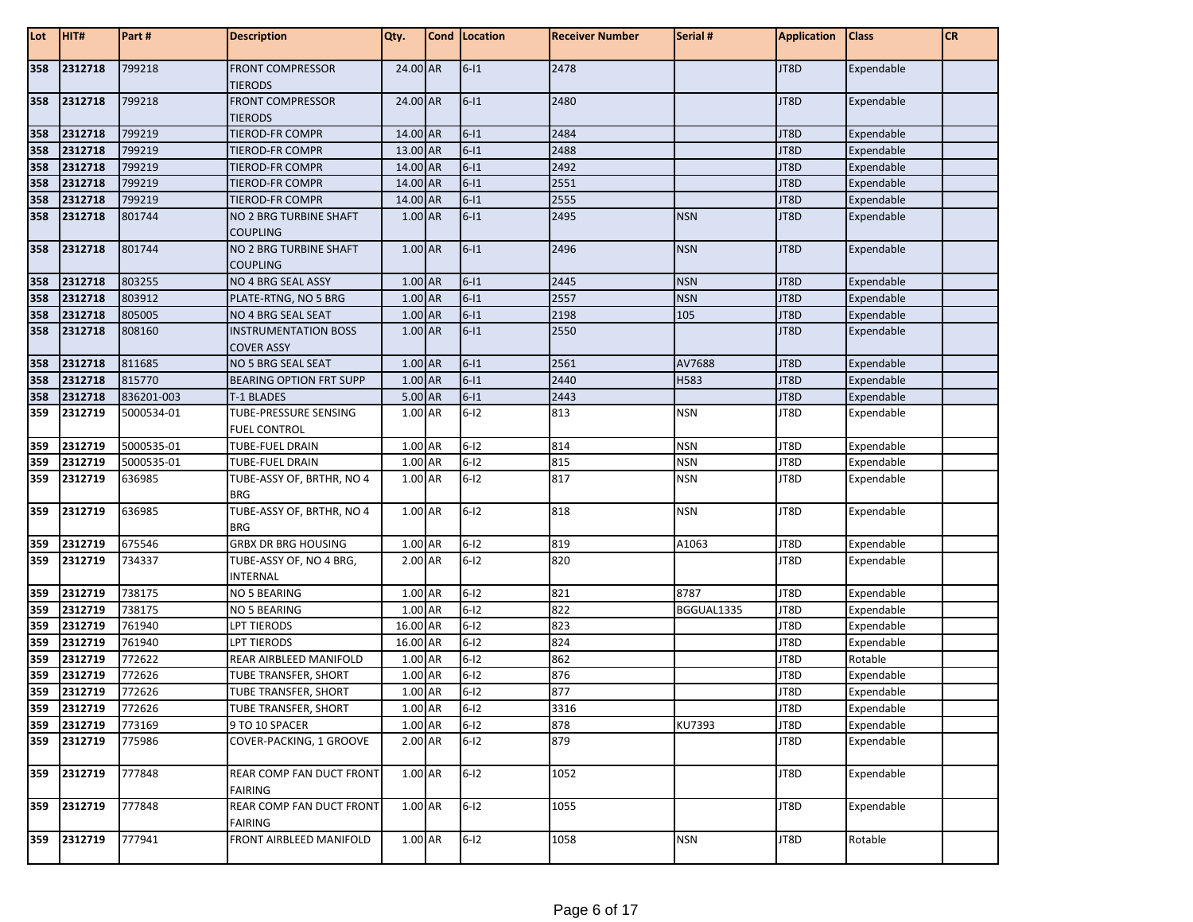| Lot | HIT# | Part # | Description | Qty. | Cond | Location | Receiver Number | Serial # | Application | Class | CR |
|---|---|---|---|---|---|---|---|---|---|---|---|
| 358 | 2312718 | 799218 | FRONT COMPRESSOR TIERODS | 24.00 | AR | 6-I1 | 2478 | | JT8D | Expendable | |
| 358 | 2312718 | 799218 | FRONT COMPRESSOR TIERODS | 24.00 | AR | 6-I1 | 2480 | | JT8D | Expendable | |
| 358 | 2312718 | 799219 | TIEROD-FR COMPR | 14.00 | AR | 6-I1 | 2484 | | JT8D | Expendable | |
| 358 | 2312718 | 799219 | TIEROD-FR COMPR | 13.00 | AR | 6-I1 | 2488 | | JT8D | Expendable | |
| 358 | 2312718 | 799219 | TIEROD-FR COMPR | 14.00 | AR | 6-I1 | 2492 | | JT8D | Expendable | |
| 358 | 2312718 | 799219 | TIEROD-FR COMPR | 14.00 | AR | 6-I1 | 2551 | | JT8D | Expendable | |
| 358 | 2312718 | 799219 | TIEROD-FR COMPR | 14.00 | AR | 6-I1 | 2555 | | JT8D | Expendable | |
| 358 | 2312718 | 801744 | NO 2 BRG TURBINE SHAFT COUPLING | 1.00 | AR | 6-I1 | 2495 | NSN | JT8D | Expendable | |
| 358 | 2312718 | 801744 | NO 2 BRG TURBINE SHAFT COUPLING | 1.00 | AR | 6-I1 | 2496 | NSN | JT8D | Expendable | |
| 358 | 2312718 | 803255 | NO 4 BRG SEAL ASSY | 1.00 | AR | 6-I1 | 2445 | NSN | JT8D | Expendable | |
| 358 | 2312718 | 803912 | PLATE-RTNG, NO 5 BRG | 1.00 | AR | 6-I1 | 2557 | NSN | JT8D | Expendable | |
| 358 | 2312718 | 805005 | NO 4 BRG SEAL SEAT | 1.00 | AR | 6-I1 | 2198 | 105 | JT8D | Expendable | |
| 358 | 2312718 | 808160 | INSTRUMENTATION BOSS COVER ASSY | 1.00 | AR | 6-I1 | 2550 | | JT8D | Expendable | |
| 358 | 2312718 | 811685 | NO 5 BRG SEAL SEAT | 1.00 | AR | 6-I1 | 2561 | AV7688 | JT8D | Expendable | |
| 358 | 2312718 | 815770 | BEARING OPTION FRT SUPP | 1.00 | AR | 6-I1 | 2440 | H583 | JT8D | Expendable | |
| 358 | 2312718 | 836201-003 | T-1 BLADES | 5.00 | AR | 6-I1 | 2443 | | JT8D | Expendable | |
| 359 | 2312719 | 5000534-01 | TUBE-PRESSURE SENSING FUEL CONTROL | 1.00 | AR | 6-I2 | 813 | NSN | JT8D | Expendable | |
| 359 | 2312719 | 5000535-01 | TUBE-FUEL DRAIN | 1.00 | AR | 6-I2 | 814 | NSN | JT8D | Expendable | |
| 359 | 2312719 | 5000535-01 | TUBE-FUEL DRAIN | 1.00 | AR | 6-I2 | 815 | NSN | JT8D | Expendable | |
| 359 | 2312719 | 636985 | TUBE-ASSY OF, BRTHR, NO 4 BRG | 1.00 | AR | 6-I2 | 817 | NSN | JT8D | Expendable | |
| 359 | 2312719 | 636985 | TUBE-ASSY OF, BRTHR, NO 4 BRG | 1.00 | AR | 6-I2 | 818 | NSN | JT8D | Expendable | |
| 359 | 2312719 | 675546 | GRBX DR BRG HOUSING | 1.00 | AR | 6-I2 | 819 | A1063 | JT8D | Expendable | |
| 359 | 2312719 | 734337 | TUBE-ASSY OF, NO 4 BRG, INTERNAL | 2.00 | AR | 6-I2 | 820 | | JT8D | Expendable | |
| 359 | 2312719 | 738175 | NO 5 BEARING | 1.00 | AR | 6-I2 | 821 | 8787 | JT8D | Expendable | |
| 359 | 2312719 | 738175 | NO 5 BEARING | 1.00 | AR | 6-I2 | 822 | BGGUAL1335 | JT8D | Expendable | |
| 359 | 2312719 | 761940 | LPT TIERODS | 16.00 | AR | 6-I2 | 823 | | JT8D | Expendable | |
| 359 | 2312719 | 761940 | LPT TIERODS | 16.00 | AR | 6-I2 | 824 | | JT8D | Expendable | |
| 359 | 2312719 | 772622 | REAR AIRBLEED MANIFOLD | 1.00 | AR | 6-I2 | 862 | | JT8D | Rotable | |
| 359 | 2312719 | 772626 | TUBE TRANSFER, SHORT | 1.00 | AR | 6-I2 | 876 | | JT8D | Expendable | |
| 359 | 2312719 | 772626 | TUBE TRANSFER, SHORT | 1.00 | AR | 6-I2 | 877 | | JT8D | Expendable | |
| 359 | 2312719 | 772626 | TUBE TRANSFER, SHORT | 1.00 | AR | 6-I2 | 3316 | | JT8D | Expendable | |
| 359 | 2312719 | 773169 | 9 TO 10 SPACER | 1.00 | AR | 6-I2 | 878 | KU7393 | JT8D | Expendable | |
| 359 | 2312719 | 775986 | COVER-PACKING, 1 GROOVE | 2.00 | AR | 6-I2 | 879 | | JT8D | Expendable | |
| 359 | 2312719 | 777848 | REAR COMP FAN DUCT FRONT FAIRING | 1.00 | AR | 6-I2 | 1052 | | JT8D | Expendable | |
| 359 | 2312719 | 777848 | REAR COMP FAN DUCT FRONT FAIRING | 1.00 | AR | 6-I2 | 1055 | | JT8D | Expendable | |
| 359 | 2312719 | 777941 | FRONT AIRBLEED MANIFOLD | 1.00 | AR | 6-I2 | 1058 | NSN | JT8D | Rotable | |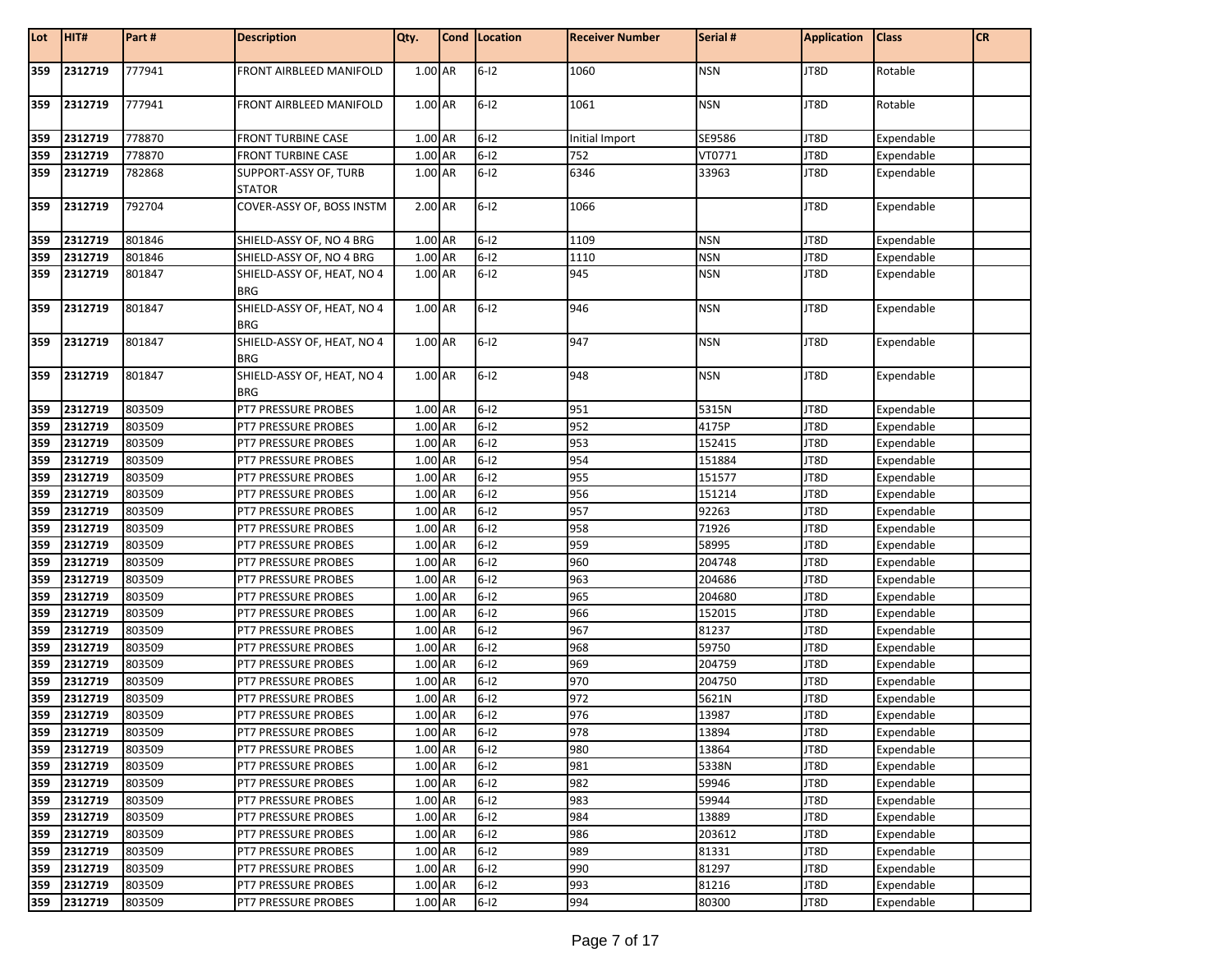| Lot | HIT# | Part # | Description | Qty. | Cond | Location | Receiver Number | Serial # | Application | Class | CR |
|---|---|---|---|---|---|---|---|---|---|---|---|
| 359 | 2312719 | 777941 | FRONT AIRBLEED MANIFOLD | 1.00 | AR | 6-I2 | 1060 | NSN | JT8D | Rotable | |
| 359 | 2312719 | 777941 | FRONT AIRBLEED MANIFOLD | 1.00 | AR | 6-I2 | 1061 | NSN | JT8D | Rotable | |
| 359 | 2312719 | 778870 | FRONT TURBINE CASE | 1.00 | AR | 6-I2 | Initial Import | SE9586 | JT8D | Expendable | |
| 359 | 2312719 | 778870 | FRONT TURBINE CASE | 1.00 | AR | 6-I2 | 752 | VT0771 | JT8D | Expendable | |
| 359 | 2312719 | 782868 | SUPPORT-ASSY OF, TURB STATOR | 1.00 | AR | 6-I2 | 6346 | 33963 | JT8D | Expendable | |
| 359 | 2312719 | 792704 | COVER-ASSY OF, BOSS INSTM | 2.00 | AR | 6-I2 | 1066 | | JT8D | Expendable | |
| 359 | 2312719 | 801846 | SHIELD-ASSY OF, NO 4 BRG | 1.00 | AR | 6-I2 | 1109 | NSN | JT8D | Expendable | |
| 359 | 2312719 | 801846 | SHIELD-ASSY OF, NO 4 BRG | 1.00 | AR | 6-I2 | 1110 | NSN | JT8D | Expendable | |
| 359 | 2312719 | 801847 | SHIELD-ASSY OF, HEAT, NO 4 BRG | 1.00 | AR | 6-I2 | 945 | NSN | JT8D | Expendable | |
| 359 | 2312719 | 801847 | SHIELD-ASSY OF, HEAT, NO 4 BRG | 1.00 | AR | 6-I2 | 946 | NSN | JT8D | Expendable | |
| 359 | 2312719 | 801847 | SHIELD-ASSY OF, HEAT, NO 4 BRG | 1.00 | AR | 6-I2 | 947 | NSN | JT8D | Expendable | |
| 359 | 2312719 | 801847 | SHIELD-ASSY OF, HEAT, NO 4 BRG | 1.00 | AR | 6-I2 | 948 | NSN | JT8D | Expendable | |
| 359 | 2312719 | 803509 | PT7 PRESSURE PROBES | 1.00 | AR | 6-I2 | 951 | 5315N | JT8D | Expendable | |
| 359 | 2312719 | 803509 | PT7 PRESSURE PROBES | 1.00 | AR | 6-I2 | 952 | 4175P | JT8D | Expendable | |
| 359 | 2312719 | 803509 | PT7 PRESSURE PROBES | 1.00 | AR | 6-I2 | 953 | 152415 | JT8D | Expendable | |
| 359 | 2312719 | 803509 | PT7 PRESSURE PROBES | 1.00 | AR | 6-I2 | 954 | 151884 | JT8D | Expendable | |
| 359 | 2312719 | 803509 | PT7 PRESSURE PROBES | 1.00 | AR | 6-I2 | 955 | 151577 | JT8D | Expendable | |
| 359 | 2312719 | 803509 | PT7 PRESSURE PROBES | 1.00 | AR | 6-I2 | 956 | 151214 | JT8D | Expendable | |
| 359 | 2312719 | 803509 | PT7 PRESSURE PROBES | 1.00 | AR | 6-I2 | 957 | 92263 | JT8D | Expendable | |
| 359 | 2312719 | 803509 | PT7 PRESSURE PROBES | 1.00 | AR | 6-I2 | 958 | 71926 | JT8D | Expendable | |
| 359 | 2312719 | 803509 | PT7 PRESSURE PROBES | 1.00 | AR | 6-I2 | 959 | 58995 | JT8D | Expendable | |
| 359 | 2312719 | 803509 | PT7 PRESSURE PROBES | 1.00 | AR | 6-I2 | 960 | 204748 | JT8D | Expendable | |
| 359 | 2312719 | 803509 | PT7 PRESSURE PROBES | 1.00 | AR | 6-I2 | 963 | 204686 | JT8D | Expendable | |
| 359 | 2312719 | 803509 | PT7 PRESSURE PROBES | 1.00 | AR | 6-I2 | 965 | 204680 | JT8D | Expendable | |
| 359 | 2312719 | 803509 | PT7 PRESSURE PROBES | 1.00 | AR | 6-I2 | 966 | 152015 | JT8D | Expendable | |
| 359 | 2312719 | 803509 | PT7 PRESSURE PROBES | 1.00 | AR | 6-I2 | 967 | 81237 | JT8D | Expendable | |
| 359 | 2312719 | 803509 | PT7 PRESSURE PROBES | 1.00 | AR | 6-I2 | 968 | 59750 | JT8D | Expendable | |
| 359 | 2312719 | 803509 | PT7 PRESSURE PROBES | 1.00 | AR | 6-I2 | 969 | 204759 | JT8D | Expendable | |
| 359 | 2312719 | 803509 | PT7 PRESSURE PROBES | 1.00 | AR | 6-I2 | 970 | 204750 | JT8D | Expendable | |
| 359 | 2312719 | 803509 | PT7 PRESSURE PROBES | 1.00 | AR | 6-I2 | 972 | 5621N | JT8D | Expendable | |
| 359 | 2312719 | 803509 | PT7 PRESSURE PROBES | 1.00 | AR | 6-I2 | 976 | 13987 | JT8D | Expendable | |
| 359 | 2312719 | 803509 | PT7 PRESSURE PROBES | 1.00 | AR | 6-I2 | 978 | 13894 | JT8D | Expendable | |
| 359 | 2312719 | 803509 | PT7 PRESSURE PROBES | 1.00 | AR | 6-I2 | 980 | 13864 | JT8D | Expendable | |
| 359 | 2312719 | 803509 | PT7 PRESSURE PROBES | 1.00 | AR | 6-I2 | 981 | 5338N | JT8D | Expendable | |
| 359 | 2312719 | 803509 | PT7 PRESSURE PROBES | 1.00 | AR | 6-I2 | 982 | 59946 | JT8D | Expendable | |
| 359 | 2312719 | 803509 | PT7 PRESSURE PROBES | 1.00 | AR | 6-I2 | 983 | 59944 | JT8D | Expendable | |
| 359 | 2312719 | 803509 | PT7 PRESSURE PROBES | 1.00 | AR | 6-I2 | 984 | 13889 | JT8D | Expendable | |
| 359 | 2312719 | 803509 | PT7 PRESSURE PROBES | 1.00 | AR | 6-I2 | 986 | 203612 | JT8D | Expendable | |
| 359 | 2312719 | 803509 | PT7 PRESSURE PROBES | 1.00 | AR | 6-I2 | 989 | 81331 | JT8D | Expendable | |
| 359 | 2312719 | 803509 | PT7 PRESSURE PROBES | 1.00 | AR | 6-I2 | 990 | 81297 | JT8D | Expendable | |
| 359 | 2312719 | 803509 | PT7 PRESSURE PROBES | 1.00 | AR | 6-I2 | 993 | 81216 | JT8D | Expendable | |
| 359 | 2312719 | 803509 | PT7 PRESSURE PROBES | 1.00 | AR | 6-I2 | 994 | 80300 | JT8D | Expendable | |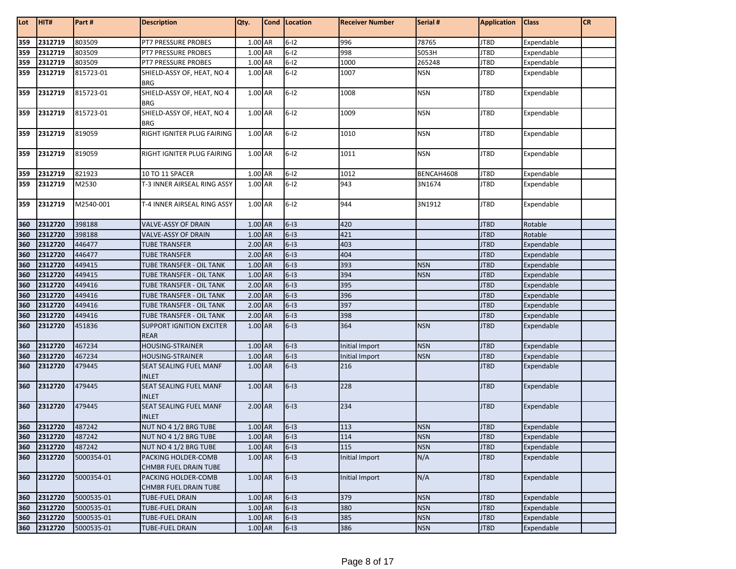| Lot | HIT# | Part # | Description | Qty. | Cond | Location | Receiver Number | Serial # | Application | Class | CR |
|---|---|---|---|---|---|---|---|---|---|---|---|
| 359 | 2312719 | 803509 | PT7 PRESSURE PROBES | 1.00 | AR | 6-I2 | 996 | 78765 | JT8D | Expendable | |
| 359 | 2312719 | 803509 | PT7 PRESSURE PROBES | 1.00 | AR | 6-I2 | 998 | 5053H | JT8D | Expendable | |
| 359 | 2312719 | 803509 | PT7 PRESSURE PROBES | 1.00 | AR | 6-I2 | 1000 | 265248 | JT8D | Expendable | |
| 359 | 2312719 | 815723-01 | SHIELD-ASSY OF, HEAT, NO 4 BRG | 1.00 | AR | 6-I2 | 1007 | NSN | JT8D | Expendable | |
| 359 | 2312719 | 815723-01 | SHIELD-ASSY OF, HEAT, NO 4 BRG | 1.00 | AR | 6-I2 | 1008 | NSN | JT8D | Expendable | |
| 359 | 2312719 | 815723-01 | SHIELD-ASSY OF, HEAT, NO 4 BRG | 1.00 | AR | 6-I2 | 1009 | NSN | JT8D | Expendable | |
| 359 | 2312719 | 819059 | RIGHT IGNITER PLUG FAIRING | 1.00 | AR | 6-I2 | 1010 | NSN | JT8D | Expendable | |
| 359 | 2312719 | 819059 | RIGHT IGNITER PLUG FAIRING | 1.00 | AR | 6-I2 | 1011 | NSN | JT8D | Expendable | |
| 359 | 2312719 | 821923 | 10 TO 11 SPACER | 1.00 | AR | 6-I2 | 1012 | BENCAH4608 | JT8D | Expendable | |
| 359 | 2312719 | M2530 | T-3 INNER AIRSEAL RING ASSY | 1.00 | AR | 6-I2 | 943 | 3N1674 | JT8D | Expendable | |
| 359 | 2312719 | M2540-001 | T-4 INNER AIRSEAL RING ASSY | 1.00 | AR | 6-I2 | 944 | 3N1912 | JT8D | Expendable | |
| 360 | 2312720 | 398188 | VALVE-ASSY OF DRAIN | 1.00 | AR | 6-I3 | 420 | | JT8D | Rotable | |
| 360 | 2312720 | 398188 | VALVE-ASSY OF DRAIN | 1.00 | AR | 6-I3 | 421 | | JT8D | Rotable | |
| 360 | 2312720 | 446477 | TUBE TRANSFER | 2.00 | AR | 6-I3 | 403 | | JT8D | Expendable | |
| 360 | 2312720 | 446477 | TUBE TRANSFER | 2.00 | AR | 6-I3 | 404 | | JT8D | Expendable | |
| 360 | 2312720 | 449415 | TUBE TRANSFER - OIL TANK | 1.00 | AR | 6-I3 | 393 | NSN | JT8D | Expendable | |
| 360 | 2312720 | 449415 | TUBE TRANSFER - OIL TANK | 1.00 | AR | 6-I3 | 394 | NSN | JT8D | Expendable | |
| 360 | 2312720 | 449416 | TUBE TRANSFER - OIL TANK | 2.00 | AR | 6-I3 | 395 | | JT8D | Expendable | |
| 360 | 2312720 | 449416 | TUBE TRANSFER - OIL TANK | 2.00 | AR | 6-I3 | 396 | | JT8D | Expendable | |
| 360 | 2312720 | 449416 | TUBE TRANSFER - OIL TANK | 2.00 | AR | 6-I3 | 397 | | JT8D | Expendable | |
| 360 | 2312720 | 449416 | TUBE TRANSFER - OIL TANK | 2.00 | AR | 6-I3 | 398 | | JT8D | Expendable | |
| 360 | 2312720 | 451836 | SUPPORT IGNITION EXCITER REAR | 1.00 | AR | 6-I3 | 364 | NSN | JT8D | Expendable | |
| 360 | 2312720 | 467234 | HOUSING-STRAINER | 1.00 | AR | 6-I3 | Initial Import | NSN | JT8D | Expendable | |
| 360 | 2312720 | 467234 | HOUSING-STRAINER | 1.00 | AR | 6-I3 | Initial Import | NSN | JT8D | Expendable | |
| 360 | 2312720 | 479445 | SEAT SEALING FUEL MANF INLET | 1.00 | AR | 6-I3 | 216 | | JT8D | Expendable | |
| 360 | 2312720 | 479445 | SEAT SEALING FUEL MANF INLET | 1.00 | AR | 6-I3 | 228 | | JT8D | Expendable | |
| 360 | 2312720 | 479445 | SEAT SEALING FUEL MANF INLET | 2.00 | AR | 6-I3 | 234 | | JT8D | Expendable | |
| 360 | 2312720 | 487242 | NUT NO 4 1/2 BRG TUBE | 1.00 | AR | 6-I3 | 113 | NSN | JT8D | Expendable | |
| 360 | 2312720 | 487242 | NUT NO 4 1/2 BRG TUBE | 1.00 | AR | 6-I3 | 114 | NSN | JT8D | Expendable | |
| 360 | 2312720 | 487242 | NUT NO 4 1/2 BRG TUBE | 1.00 | AR | 6-I3 | 115 | NSN | JT8D | Expendable | |
| 360 | 2312720 | 5000354-01 | PACKING HOLDER-COMB CHMBR FUEL DRAIN TUBE | 1.00 | AR | 6-I3 | Initial Import | N/A | JT8D | Expendable | |
| 360 | 2312720 | 5000354-01 | PACKING HOLDER-COMB CHMBR FUEL DRAIN TUBE | 1.00 | AR | 6-I3 | Initial Import | N/A | JT8D | Expendable | |
| 360 | 2312720 | 5000535-01 | TUBE-FUEL DRAIN | 1.00 | AR | 6-I3 | 379 | NSN | JT8D | Expendable | |
| 360 | 2312720 | 5000535-01 | TUBE-FUEL DRAIN | 1.00 | AR | 6-I3 | 380 | NSN | JT8D | Expendable | |
| 360 | 2312720 | 5000535-01 | TUBE-FUEL DRAIN | 1.00 | AR | 6-I3 | 385 | NSN | JT8D | Expendable | |
| 360 | 2312720 | 5000535-01 | TUBE-FUEL DRAIN | 1.00 | AR | 6-I3 | 386 | NSN | JT8D | Expendable | |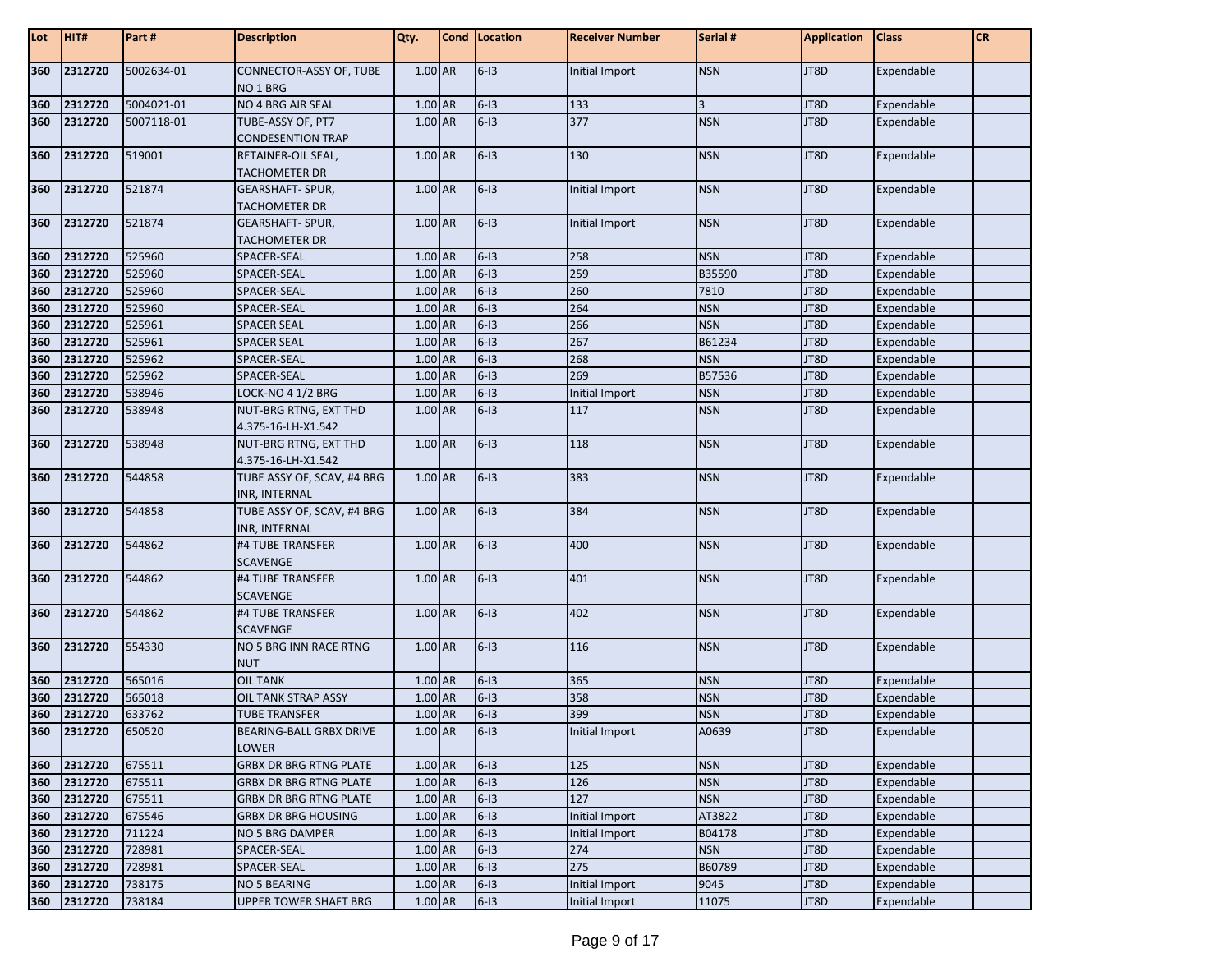| Lot | HIT# | Part # | Description | Qty. | Cond | Location | Receiver Number | Serial # | Application | Class | CR |
|---|---|---|---|---|---|---|---|---|---|---|---|
| 360 | 2312720 | 5002634-01 | CONNECTOR-ASSY OF, TUBE NO 1 BRG | 1.00 | AR | 6-I3 | Initial Import | NSN | JT8D | Expendable | |
| 360 | 2312720 | 5004021-01 | NO 4 BRG AIR SEAL | 1.00 | AR | 6-I3 | 133 | 3 | JT8D | Expendable | |
| 360 | 2312720 | 5007118-01 | TUBE-ASSY OF, PT7 CONDESENTION TRAP | 1.00 | AR | 6-I3 | 377 | NSN | JT8D | Expendable | |
| 360 | 2312720 | 519001 | RETAINER-OIL SEAL, TACHOMETER DR | 1.00 | AR | 6-I3 | 130 | NSN | JT8D | Expendable | |
| 360 | 2312720 | 521874 | GEARSHAFT- SPUR, TACHOMETER DR | 1.00 | AR | 6-I3 | Initial Import | NSN | JT8D | Expendable | |
| 360 | 2312720 | 521874 | GEARSHAFT- SPUR, TACHOMETER DR | 1.00 | AR | 6-I3 | Initial Import | NSN | JT8D | Expendable | |
| 360 | 2312720 | 525960 | SPACER-SEAL | 1.00 | AR | 6-I3 | 258 | NSN | JT8D | Expendable | |
| 360 | 2312720 | 525960 | SPACER-SEAL | 1.00 | AR | 6-I3 | 259 | B35590 | JT8D | Expendable | |
| 360 | 2312720 | 525960 | SPACER-SEAL | 1.00 | AR | 6-I3 | 260 | 7810 | JT8D | Expendable | |
| 360 | 2312720 | 525960 | SPACER-SEAL | 1.00 | AR | 6-I3 | 264 | NSN | JT8D | Expendable | |
| 360 | 2312720 | 525961 | SPACER SEAL | 1.00 | AR | 6-I3 | 266 | NSN | JT8D | Expendable | |
| 360 | 2312720 | 525961 | SPACER SEAL | 1.00 | AR | 6-I3 | 267 | B61234 | JT8D | Expendable | |
| 360 | 2312720 | 525962 | SPACER-SEAL | 1.00 | AR | 6-I3 | 268 | NSN | JT8D | Expendable | |
| 360 | 2312720 | 525962 | SPACER-SEAL | 1.00 | AR | 6-I3 | 269 | B57536 | JT8D | Expendable | |
| 360 | 2312720 | 538946 | LOCK-NO 4 1/2 BRG | 1.00 | AR | 6-I3 | Initial Import | NSN | JT8D | Expendable | |
| 360 | 2312720 | 538948 | NUT-BRG RTNG, EXT THD 4.375-16-LH-X1.542 | 1.00 | AR | 6-I3 | 117 | NSN | JT8D | Expendable | |
| 360 | 2312720 | 538948 | NUT-BRG RTNG, EXT THD 4.375-16-LH-X1.542 | 1.00 | AR | 6-I3 | 118 | NSN | JT8D | Expendable | |
| 360 | 2312720 | 544858 | TUBE ASSY OF, SCAV, #4 BRG INR, INTERNAL | 1.00 | AR | 6-I3 | 383 | NSN | JT8D | Expendable | |
| 360 | 2312720 | 544858 | TUBE ASSY OF, SCAV, #4 BRG INR, INTERNAL | 1.00 | AR | 6-I3 | 384 | NSN | JT8D | Expendable | |
| 360 | 2312720 | 544862 | #4 TUBE TRANSFER SCAVENGE | 1.00 | AR | 6-I3 | 400 | NSN | JT8D | Expendable | |
| 360 | 2312720 | 544862 | #4 TUBE TRANSFER SCAVENGE | 1.00 | AR | 6-I3 | 401 | NSN | JT8D | Expendable | |
| 360 | 2312720 | 544862 | #4 TUBE TRANSFER SCAVENGE | 1.00 | AR | 6-I3 | 402 | NSN | JT8D | Expendable | |
| 360 | 2312720 | 554330 | NO 5 BRG INN RACE RTNG NUT | 1.00 | AR | 6-I3 | 116 | NSN | JT8D | Expendable | |
| 360 | 2312720 | 565016 | OIL TANK | 1.00 | AR | 6-I3 | 365 | NSN | JT8D | Expendable | |
| 360 | 2312720 | 565018 | OIL TANK STRAP ASSY | 1.00 | AR | 6-I3 | 358 | NSN | JT8D | Expendable | |
| 360 | 2312720 | 633762 | TUBE TRANSFER | 1.00 | AR | 6-I3 | 399 | NSN | JT8D | Expendable | |
| 360 | 2312720 | 650520 | BEARING-BALL GRBX DRIVE LOWER | 1.00 | AR | 6-I3 | Initial Import | A0639 | JT8D | Expendable | |
| 360 | 2312720 | 675511 | GRBX DR BRG RTNG PLATE | 1.00 | AR | 6-I3 | 125 | NSN | JT8D | Expendable | |
| 360 | 2312720 | 675511 | GRBX DR BRG RTNG PLATE | 1.00 | AR | 6-I3 | 126 | NSN | JT8D | Expendable | |
| 360 | 2312720 | 675511 | GRBX DR BRG RTNG PLATE | 1.00 | AR | 6-I3 | 127 | NSN | JT8D | Expendable | |
| 360 | 2312720 | 675546 | GRBX DR BRG HOUSING | 1.00 | AR | 6-I3 | Initial Import | AT3822 | JT8D | Expendable | |
| 360 | 2312720 | 711224 | NO 5 BRG DAMPER | 1.00 | AR | 6-I3 | Initial Import | B04178 | JT8D | Expendable | |
| 360 | 2312720 | 728981 | SPACER-SEAL | 1.00 | AR | 6-I3 | 274 | NSN | JT8D | Expendable | |
| 360 | 2312720 | 728981 | SPACER-SEAL | 1.00 | AR | 6-I3 | 275 | B60789 | JT8D | Expendable | |
| 360 | 2312720 | 738175 | NO 5 BEARING | 1.00 | AR | 6-I3 | Initial Import | 9045 | JT8D | Expendable | |
| 360 | 2312720 | 738184 | UPPER TOWER SHAFT BRG | 1.00 | AR | 6-I3 | Initial Import | 11075 | JT8D | Expendable | |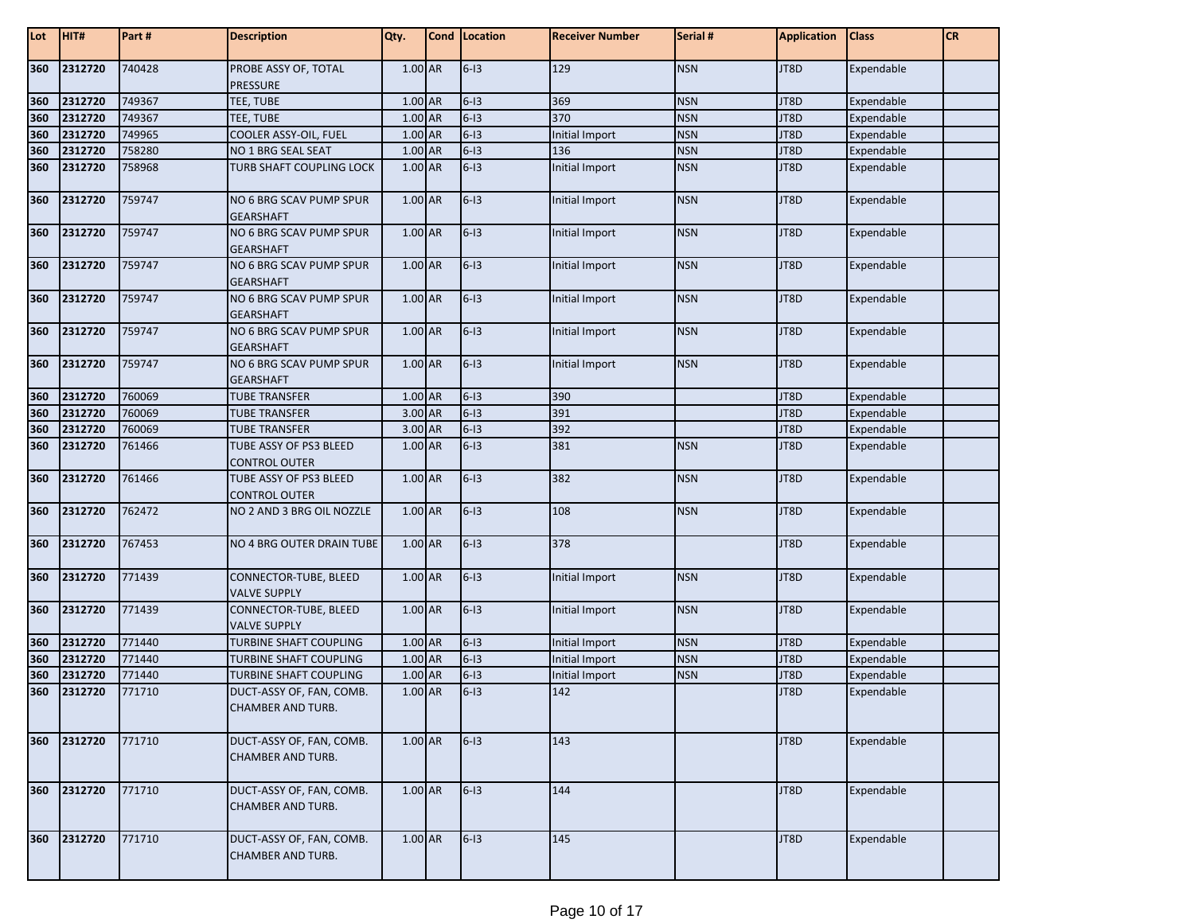| Lot | HIT# | Part # | Description | Qty. | Cond | Location | Receiver Number | Serial # | Application | Class | CR |
|---|---|---|---|---|---|---|---|---|---|---|---|
| 360 | 2312720 | 740428 | PROBE ASSY OF, TOTAL PRESSURE | 1.00 | AR | 6-I3 | 129 | NSN | JT8D | Expendable | |
| 360 | 2312720 | 749367 | TEE, TUBE | 1.00 | AR | 6-I3 | 369 | NSN | JT8D | Expendable | |
| 360 | 2312720 | 749367 | TEE, TUBE | 1.00 | AR | 6-I3 | 370 | NSN | JT8D | Expendable | |
| 360 | 2312720 | 749965 | COOLER ASSY-OIL, FUEL | 1.00 | AR | 6-I3 | Initial Import | NSN | JT8D | Expendable | |
| 360 | 2312720 | 758280 | NO 1 BRG SEAL SEAT | 1.00 | AR | 6-I3 | 136 | NSN | JT8D | Expendable | |
| 360 | 2312720 | 758968 | TURB SHAFT COUPLING LOCK | 1.00 | AR | 6-I3 | Initial Import | NSN | JT8D | Expendable | |
| 360 | 2312720 | 759747 | NO 6 BRG SCAV PUMP SPUR GEARSHAFT | 1.00 | AR | 6-I3 | Initial Import | NSN | JT8D | Expendable | |
| 360 | 2312720 | 759747 | NO 6 BRG SCAV PUMP SPUR GEARSHAFT | 1.00 | AR | 6-I3 | Initial Import | NSN | JT8D | Expendable | |
| 360 | 2312720 | 759747 | NO 6 BRG SCAV PUMP SPUR GEARSHAFT | 1.00 | AR | 6-I3 | Initial Import | NSN | JT8D | Expendable | |
| 360 | 2312720 | 759747 | NO 6 BRG SCAV PUMP SPUR GEARSHAFT | 1.00 | AR | 6-I3 | Initial Import | NSN | JT8D | Expendable | |
| 360 | 2312720 | 759747 | NO 6 BRG SCAV PUMP SPUR GEARSHAFT | 1.00 | AR | 6-I3 | Initial Import | NSN | JT8D | Expendable | |
| 360 | 2312720 | 759747 | NO 6 BRG SCAV PUMP SPUR GEARSHAFT | 1.00 | AR | 6-I3 | Initial Import | NSN | JT8D | Expendable | |
| 360 | 2312720 | 760069 | TUBE TRANSFER | 1.00 | AR | 6-I3 | 390 | | JT8D | Expendable | |
| 360 | 2312720 | 760069 | TUBE TRANSFER | 3.00 | AR | 6-I3 | 391 | | JT8D | Expendable | |
| 360 | 2312720 | 760069 | TUBE TRANSFER | 3.00 | AR | 6-I3 | 392 | | JT8D | Expendable | |
| 360 | 2312720 | 761466 | TUBE ASSY OF PS3 BLEED CONTROL OUTER | 1.00 | AR | 6-I3 | 381 | NSN | JT8D | Expendable | |
| 360 | 2312720 | 761466 | TUBE ASSY OF PS3 BLEED CONTROL OUTER | 1.00 | AR | 6-I3 | 382 | NSN | JT8D | Expendable | |
| 360 | 2312720 | 762472 | NO 2 AND 3 BRG OIL NOZZLE | 1.00 | AR | 6-I3 | 108 | NSN | JT8D | Expendable | |
| 360 | 2312720 | 767453 | NO 4 BRG OUTER DRAIN TUBE | 1.00 | AR | 6-I3 | 378 | | JT8D | Expendable | |
| 360 | 2312720 | 771439 | CONNECTOR-TUBE, BLEED VALVE SUPPLY | 1.00 | AR | 6-I3 | Initial Import | NSN | JT8D | Expendable | |
| 360 | 2312720 | 771439 | CONNECTOR-TUBE, BLEED VALVE SUPPLY | 1.00 | AR | 6-I3 | Initial Import | NSN | JT8D | Expendable | |
| 360 | 2312720 | 771440 | TURBINE SHAFT COUPLING | 1.00 | AR | 6-I3 | Initial Import | NSN | JT8D | Expendable | |
| 360 | 2312720 | 771440 | TURBINE SHAFT COUPLING | 1.00 | AR | 6-I3 | Initial Import | NSN | JT8D | Expendable | |
| 360 | 2312720 | 771440 | TURBINE SHAFT COUPLING | 1.00 | AR | 6-I3 | Initial Import | NSN | JT8D | Expendable | |
| 360 | 2312720 | 771710 | DUCT-ASSY OF, FAN, COMB. CHAMBER AND TURB. | 1.00 | AR | 6-I3 | 142 | | JT8D | Expendable | |
| 360 | 2312720 | 771710 | DUCT-ASSY OF, FAN, COMB. CHAMBER AND TURB. | 1.00 | AR | 6-I3 | 143 | | JT8D | Expendable | |
| 360 | 2312720 | 771710 | DUCT-ASSY OF, FAN, COMB. CHAMBER AND TURB. | 1.00 | AR | 6-I3 | 144 | | JT8D | Expendable | |
| 360 | 2312720 | 771710 | DUCT-ASSY OF, FAN, COMB. CHAMBER AND TURB. | 1.00 | AR | 6-I3 | 145 | | JT8D | Expendable | |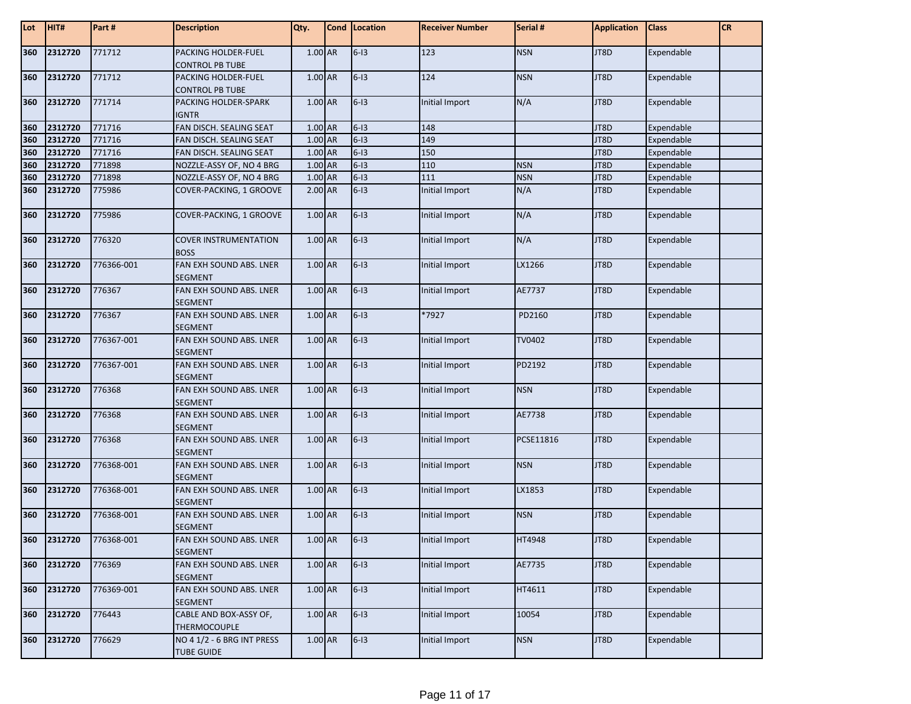| Lot | HIT# | Part # | Description | Qty. | Cond | Location | Receiver Number | Serial # | Application | Class | CR |
|---|---|---|---|---|---|---|---|---|---|---|---|
| 360 | 2312720 | 771712 | PACKING HOLDER-FUEL CONTROL PB TUBE | 1.00 | AR | 6-I3 | 123 | NSN | JT8D | Expendable | |
| 360 | 2312720 | 771712 | PACKING HOLDER-FUEL CONTROL PB TUBE | 1.00 | AR | 6-I3 | 124 | NSN | JT8D | Expendable | |
| 360 | 2312720 | 771714 | PACKING HOLDER-SPARK IGNTR | 1.00 | AR | 6-I3 | Initial Import | N/A | JT8D | Expendable | |
| 360 | 2312720 | 771716 | FAN DISCH. SEALING SEAT | 1.00 | AR | 6-I3 | 148 | | JT8D | Expendable | |
| 360 | 2312720 | 771716 | FAN DISCH. SEALING SEAT | 1.00 | AR | 6-I3 | 149 | | JT8D | Expendable | |
| 360 | 2312720 | 771716 | FAN DISCH. SEALING SEAT | 1.00 | AR | 6-I3 | 150 | | JT8D | Expendable | |
| 360 | 2312720 | 771898 | NOZZLE-ASSY OF, NO 4 BRG | 1.00 | AR | 6-I3 | 110 | NSN | JT8D | Expendable | |
| 360 | 2312720 | 771898 | NOZZLE-ASSY OF, NO 4 BRG | 1.00 | AR | 6-I3 | 111 | NSN | JT8D | Expendable | |
| 360 | 2312720 | 775986 | COVER-PACKING, 1 GROOVE | 2.00 | AR | 6-I3 | Initial Import | N/A | JT8D | Expendable | |
| 360 | 2312720 | 775986 | COVER-PACKING, 1 GROOVE | 1.00 | AR | 6-I3 | Initial Import | N/A | JT8D | Expendable | |
| 360 | 2312720 | 776320 | COVER INSTRUMENTATION BOSS | 1.00 | AR | 6-I3 | Initial Import | N/A | JT8D | Expendable | |
| 360 | 2312720 | 776366-001 | FAN EXH SOUND ABS. LNER SEGMENT | 1.00 | AR | 6-I3 | Initial Import | LX1266 | JT8D | Expendable | |
| 360 | 2312720 | 776367 | FAN EXH SOUND ABS. LNER SEGMENT | 1.00 | AR | 6-I3 | Initial Import | AE7737 | JT8D | Expendable | |
| 360 | 2312720 | 776367 | FAN EXH SOUND ABS. LNER SEGMENT | 1.00 | AR | 6-I3 | *7927 | PD2160 | JT8D | Expendable | |
| 360 | 2312720 | 776367-001 | FAN EXH SOUND ABS. LNER SEGMENT | 1.00 | AR | 6-I3 | Initial Import | TV0402 | JT8D | Expendable | |
| 360 | 2312720 | 776367-001 | FAN EXH SOUND ABS. LNER SEGMENT | 1.00 | AR | 6-I3 | Initial Import | PD2192 | JT8D | Expendable | |
| 360 | 2312720 | 776368 | FAN EXH SOUND ABS. LNER SEGMENT | 1.00 | AR | 6-I3 | Initial Import | NSN | JT8D | Expendable | |
| 360 | 2312720 | 776368 | FAN EXH SOUND ABS. LNER SEGMENT | 1.00 | AR | 6-I3 | Initial Import | AE7738 | JT8D | Expendable | |
| 360 | 2312720 | 776368 | FAN EXH SOUND ABS. LNER SEGMENT | 1.00 | AR | 6-I3 | Initial Import | PCSE11816 | JT8D | Expendable | |
| 360 | 2312720 | 776368-001 | FAN EXH SOUND ABS. LNER SEGMENT | 1.00 | AR | 6-I3 | Initial Import | NSN | JT8D | Expendable | |
| 360 | 2312720 | 776368-001 | FAN EXH SOUND ABS. LNER SEGMENT | 1.00 | AR | 6-I3 | Initial Import | LX1853 | JT8D | Expendable | |
| 360 | 2312720 | 776368-001 | FAN EXH SOUND ABS. LNER SEGMENT | 1.00 | AR | 6-I3 | Initial Import | NSN | JT8D | Expendable | |
| 360 | 2312720 | 776368-001 | FAN EXH SOUND ABS. LNER SEGMENT | 1.00 | AR | 6-I3 | Initial Import | HT4948 | JT8D | Expendable | |
| 360 | 2312720 | 776369 | FAN EXH SOUND ABS. LNER SEGMENT | 1.00 | AR | 6-I3 | Initial Import | AE7735 | JT8D | Expendable | |
| 360 | 2312720 | 776369-001 | FAN EXH SOUND ABS. LNER SEGMENT | 1.00 | AR | 6-I3 | Initial Import | HT4611 | JT8D | Expendable | |
| 360 | 2312720 | 776443 | CABLE AND BOX-ASSY OF, THERMOCOUPLE | 1.00 | AR | 6-I3 | Initial Import | 10054 | JT8D | Expendable | |
| 360 | 2312720 | 776629 | NO 4 1/2 - 6 BRG INT PRESS TUBE GUIDE | 1.00 | AR | 6-I3 | Initial Import | NSN | JT8D | Expendable | |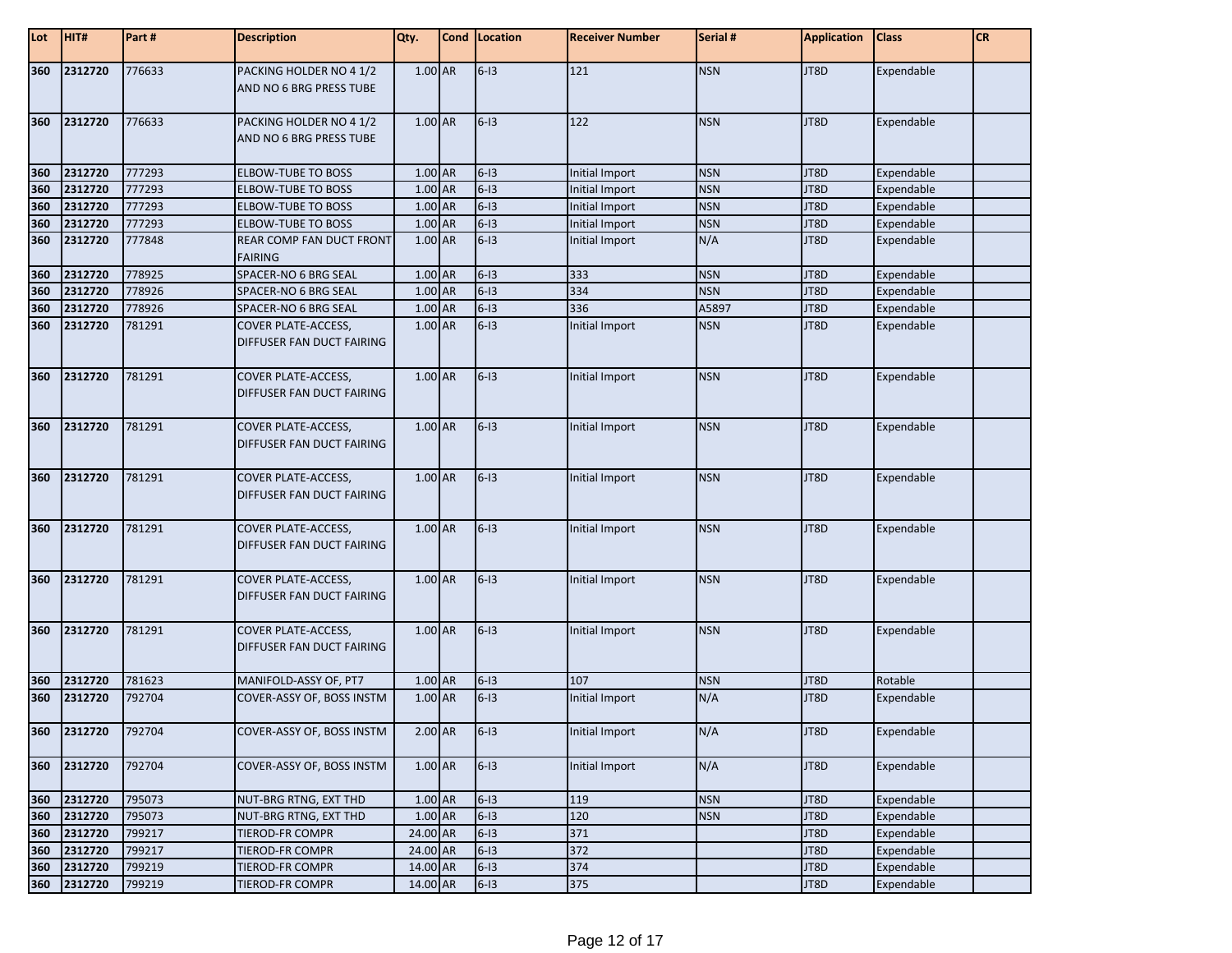| Lot | HIT# | Part # | Description | Qty. | Cond | Location | Receiver Number | Serial # | Application | Class | CR |
|---|---|---|---|---|---|---|---|---|---|---|---|
| 360 | 2312720 | 776633 | PACKING HOLDER NO 4 1/2 AND NO 6 BRG PRESS TUBE | 1.00 | AR | 6-I3 | 121 | NSN | JT8D | Expendable | |
| 360 | 2312720 | 776633 | PACKING HOLDER NO 4 1/2 AND NO 6 BRG PRESS TUBE | 1.00 | AR | 6-I3 | 122 | NSN | JT8D | Expendable | |
| 360 | 2312720 | 777293 | ELBOW-TUBE TO BOSS | 1.00 | AR | 6-I3 | Initial Import | NSN | JT8D | Expendable | |
| 360 | 2312720 | 777293 | ELBOW-TUBE TO BOSS | 1.00 | AR | 6-I3 | Initial Import | NSN | JT8D | Expendable | |
| 360 | 2312720 | 777293 | ELBOW-TUBE TO BOSS | 1.00 | AR | 6-I3 | Initial Import | NSN | JT8D | Expendable | |
| 360 | 2312720 | 777293 | ELBOW-TUBE TO BOSS | 1.00 | AR | 6-I3 | Initial Import | NSN | JT8D | Expendable | |
| 360 | 2312720 | 777848 | REAR COMP FAN DUCT FRONT FAIRING | 1.00 | AR | 6-I3 | Initial Import | N/A | JT8D | Expendable | |
| 360 | 2312720 | 778925 | SPACER-NO 6 BRG SEAL | 1.00 | AR | 6-I3 | 333 | NSN | JT8D | Expendable | |
| 360 | 2312720 | 778926 | SPACER-NO 6 BRG SEAL | 1.00 | AR | 6-I3 | 334 | NSN | JT8D | Expendable | |
| 360 | 2312720 | 778926 | SPACER-NO 6 BRG SEAL | 1.00 | AR | 6-I3 | 336 | A5897 | JT8D | Expendable | |
| 360 | 2312720 | 781291 | COVER PLATE-ACCESS, DIFFUSER FAN DUCT FAIRING | 1.00 | AR | 6-I3 | Initial Import | NSN | JT8D | Expendable | |
| 360 | 2312720 | 781291 | COVER PLATE-ACCESS, DIFFUSER FAN DUCT FAIRING | 1.00 | AR | 6-I3 | Initial Import | NSN | JT8D | Expendable | |
| 360 | 2312720 | 781291 | COVER PLATE-ACCESS, DIFFUSER FAN DUCT FAIRING | 1.00 | AR | 6-I3 | Initial Import | NSN | JT8D | Expendable | |
| 360 | 2312720 | 781291 | COVER PLATE-ACCESS, DIFFUSER FAN DUCT FAIRING | 1.00 | AR | 6-I3 | Initial Import | NSN | JT8D | Expendable | |
| 360 | 2312720 | 781291 | COVER PLATE-ACCESS, DIFFUSER FAN DUCT FAIRING | 1.00 | AR | 6-I3 | Initial Import | NSN | JT8D | Expendable | |
| 360 | 2312720 | 781291 | COVER PLATE-ACCESS, DIFFUSER FAN DUCT FAIRING | 1.00 | AR | 6-I3 | Initial Import | NSN | JT8D | Expendable | |
| 360 | 2312720 | 781291 | COVER PLATE-ACCESS, DIFFUSER FAN DUCT FAIRING | 1.00 | AR | 6-I3 | Initial Import | NSN | JT8D | Expendable | |
| 360 | 2312720 | 781623 | MANIFOLD-ASSY OF, PT7 | 1.00 | AR | 6-I3 | 107 | NSN | JT8D | Rotable | |
| 360 | 2312720 | 792704 | COVER-ASSY OF, BOSS INSTM | 1.00 | AR | 6-I3 | Initial Import | N/A | JT8D | Expendable | |
| 360 | 2312720 | 792704 | COVER-ASSY OF, BOSS INSTM | 2.00 | AR | 6-I3 | Initial Import | N/A | JT8D | Expendable | |
| 360 | 2312720 | 792704 | COVER-ASSY OF, BOSS INSTM | 1.00 | AR | 6-I3 | Initial Import | N/A | JT8D | Expendable | |
| 360 | 2312720 | 795073 | NUT-BRG RTNG, EXT THD | 1.00 | AR | 6-I3 | 119 | NSN | JT8D | Expendable | |
| 360 | 2312720 | 795073 | NUT-BRG RTNG, EXT THD | 1.00 | AR | 6-I3 | 120 | NSN | JT8D | Expendable | |
| 360 | 2312720 | 799217 | TIEROD-FR COMPR | 24.00 | AR | 6-I3 | 371 | | JT8D | Expendable | |
| 360 | 2312720 | 799217 | TIEROD-FR COMPR | 24.00 | AR | 6-I3 | 372 | | JT8D | Expendable | |
| 360 | 2312720 | 799219 | TIEROD-FR COMPR | 14.00 | AR | 6-I3 | 374 | | JT8D | Expendable | |
| 360 | 2312720 | 799219 | TIEROD-FR COMPR | 14.00 | AR | 6-I3 | 375 | | JT8D | Expendable | |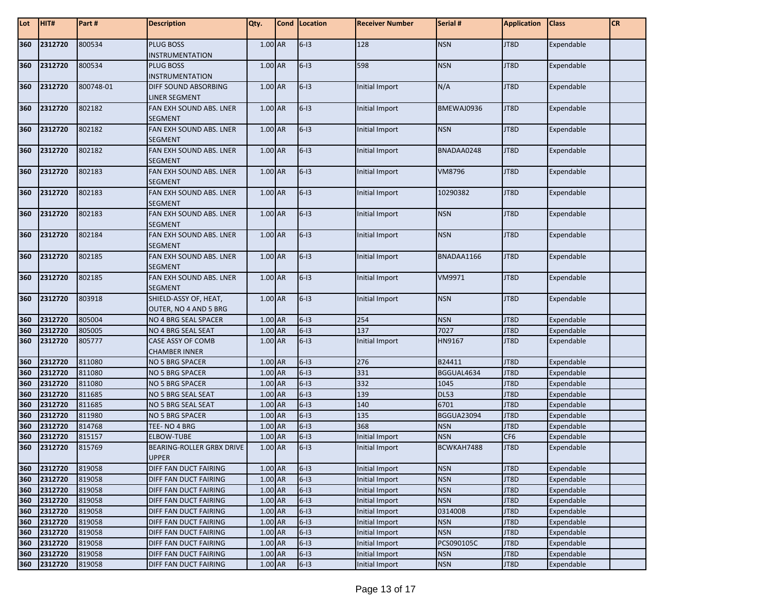| Lot | HIT# | Part # | Description | Qty. | Cond | Location | Receiver Number | Serial # | Application | Class | CR |
|---|---|---|---|---|---|---|---|---|---|---|---|
| 360 | 2312720 | 800534 | PLUG BOSS INSTRUMENTATION | 1.00 | AR | 6-I3 | 128 | NSN | JT8D | Expendable | |
| 360 | 2312720 | 800534 | PLUG BOSS INSTRUMENTATION | 1.00 | AR | 6-I3 | 598 | NSN | JT8D | Expendable | |
| 360 | 2312720 | 800748-01 | DIFF SOUND ABSORBING LINER SEGMENT | 1.00 | AR | 6-I3 | Initial Import | N/A | JT8D | Expendable | |
| 360 | 2312720 | 802182 | FAN EXH SOUND ABS. LNER SEGMENT | 1.00 | AR | 6-I3 | Initial Import | BMEWAJ0936 | JT8D | Expendable | |
| 360 | 2312720 | 802182 | FAN EXH SOUND ABS. LNER SEGMENT | 1.00 | AR | 6-I3 | Initial Import | NSN | JT8D | Expendable | |
| 360 | 2312720 | 802182 | FAN EXH SOUND ABS. LNER SEGMENT | 1.00 | AR | 6-I3 | Initial Import | BNADAA0248 | JT8D | Expendable | |
| 360 | 2312720 | 802183 | FAN EXH SOUND ABS. LNER SEGMENT | 1.00 | AR | 6-I3 | Initial Import | VM8796 | JT8D | Expendable | |
| 360 | 2312720 | 802183 | FAN EXH SOUND ABS. LNER SEGMENT | 1.00 | AR | 6-I3 | Initial Import | 10290382 | JT8D | Expendable | |
| 360 | 2312720 | 802183 | FAN EXH SOUND ABS. LNER SEGMENT | 1.00 | AR | 6-I3 | Initial Import | NSN | JT8D | Expendable | |
| 360 | 2312720 | 802184 | FAN EXH SOUND ABS. LNER SEGMENT | 1.00 | AR | 6-I3 | Initial Import | NSN | JT8D | Expendable | |
| 360 | 2312720 | 802185 | FAN EXH SOUND ABS. LNER SEGMENT | 1.00 | AR | 6-I3 | Initial Import | BNADAA1166 | JT8D | Expendable | |
| 360 | 2312720 | 802185 | FAN EXH SOUND ABS. LNER SEGMENT | 1.00 | AR | 6-I3 | Initial Import | VM9971 | JT8D | Expendable | |
| 360 | 2312720 | 803918 | SHIELD-ASSY OF, HEAT, OUTER, NO 4 AND 5 BRG | 1.00 | AR | 6-I3 | Initial Import | NSN | JT8D | Expendable | |
| 360 | 2312720 | 805004 | NO 4 BRG SEAL SPACER | 1.00 | AR | 6-I3 | 254 | NSN | JT8D | Expendable | |
| 360 | 2312720 | 805005 | NO 4 BRG SEAL SEAT | 1.00 | AR | 6-I3 | 137 | 7027 | JT8D | Expendable | |
| 360 | 2312720 | 805777 | CASE ASSY OF COMB CHAMBER INNER | 1.00 | AR | 6-I3 | Initial Import | HN9167 | JT8D | Expendable | |
| 360 | 2312720 | 811080 | NO 5 BRG SPACER | 1.00 | AR | 6-I3 | 276 | B24411 | JT8D | Expendable | |
| 360 | 2312720 | 811080 | NO 5 BRG SPACER | 1.00 | AR | 6-I3 | 331 | BGGUAL4634 | JT8D | Expendable | |
| 360 | 2312720 | 811080 | NO 5 BRG SPACER | 1.00 | AR | 6-I3 | 332 | 1045 | JT8D | Expendable | |
| 360 | 2312720 | 811685 | NO 5 BRG SEAL SEAT | 1.00 | AR | 6-I3 | 139 | DL53 | JT8D | Expendable | |
| 360 | 2312720 | 811685 | NO 5 BRG SEAL SEAT | 1.00 | AR | 6-I3 | 140 | 6701 | JT8D | Expendable | |
| 360 | 2312720 | 811980 | NO 5 BRG SPACER | 1.00 | AR | 6-I3 | 135 | BGGUA23094 | JT8D | Expendable | |
| 360 | 2312720 | 814768 | TEE- NO 4 BRG | 1.00 | AR | 6-I3 | 368 | NSN | JT8D | Expendable | |
| 360 | 2312720 | 815157 | ELBOW-TUBE | 1.00 | AR | 6-I3 | Initial Import | NSN | CF6 | Expendable | |
| 360 | 2312720 | 815769 | BEARING-ROLLER GRBX DRIVE UPPER | 1.00 | AR | 6-I3 | Initial Import | BCWKAH7488 | JT8D | Expendable | |
| 360 | 2312720 | 819058 | DIFF FAN DUCT FAIRING | 1.00 | AR | 6-I3 | Initial Import | NSN | JT8D | Expendable | |
| 360 | 2312720 | 819058 | DIFF FAN DUCT FAIRING | 1.00 | AR | 6-I3 | Initial Import | NSN | JT8D | Expendable | |
| 360 | 2312720 | 819058 | DIFF FAN DUCT FAIRING | 1.00 | AR | 6-I3 | Initial Import | NSN | JT8D | Expendable | |
| 360 | 2312720 | 819058 | DIFF FAN DUCT FAIRING | 1.00 | AR | 6-I3 | Initial Import | NSN | JT8D | Expendable | |
| 360 | 2312720 | 819058 | DIFF FAN DUCT FAIRING | 1.00 | AR | 6-I3 | Initial Import | 031400B | JT8D | Expendable | |
| 360 | 2312720 | 819058 | DIFF FAN DUCT FAIRING | 1.00 | AR | 6-I3 | Initial Import | NSN | JT8D | Expendable | |
| 360 | 2312720 | 819058 | DIFF FAN DUCT FAIRING | 1.00 | AR | 6-I3 | Initial Import | NSN | JT8D | Expendable | |
| 360 | 2312720 | 819058 | DIFF FAN DUCT FAIRING | 1.00 | AR | 6-I3 | Initial Import | PCS090105C | JT8D | Expendable | |
| 360 | 2312720 | 819058 | DIFF FAN DUCT FAIRING | 1.00 | AR | 6-I3 | Initial Import | NSN | JT8D | Expendable | |
| 360 | 2312720 | 819058 | DIFF FAN DUCT FAIRING | 1.00 | AR | 6-I3 | Initial Import | NSN | JT8D | Expendable | |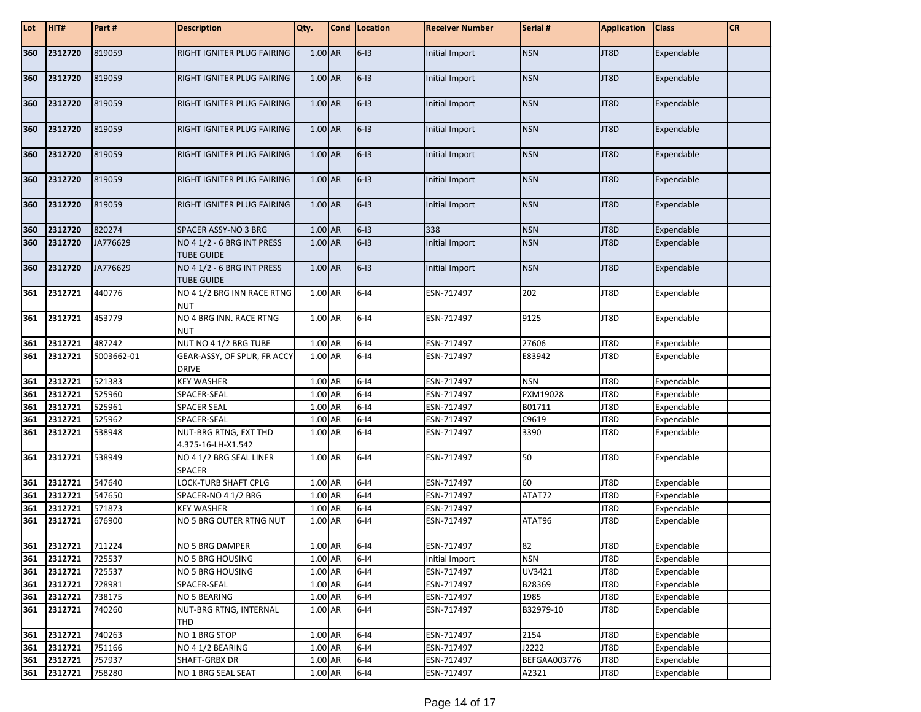| Lot | HIT# | Part # | Description | Qty. | Cond | Location | Receiver Number | Serial # | Application | Class | CR |
|---|---|---|---|---|---|---|---|---|---|---|---|
| 360 | 2312720 | 819059 | RIGHT IGNITER PLUG FAIRING | 1.00 | AR | 6-I3 | Initial Import | NSN | JT8D | Expendable | |
| 360 | 2312720 | 819059 | RIGHT IGNITER PLUG FAIRING | 1.00 | AR | 6-I3 | Initial Import | NSN | JT8D | Expendable | |
| 360 | 2312720 | 819059 | RIGHT IGNITER PLUG FAIRING | 1.00 | AR | 6-I3 | Initial Import | NSN | JT8D | Expendable | |
| 360 | 2312720 | 819059 | RIGHT IGNITER PLUG FAIRING | 1.00 | AR | 6-I3 | Initial Import | NSN | JT8D | Expendable | |
| 360 | 2312720 | 819059 | RIGHT IGNITER PLUG FAIRING | 1.00 | AR | 6-I3 | Initial Import | NSN | JT8D | Expendable | |
| 360 | 2312720 | 819059 | RIGHT IGNITER PLUG FAIRING | 1.00 | AR | 6-I3 | Initial Import | NSN | JT8D | Expendable | |
| 360 | 2312720 | 819059 | RIGHT IGNITER PLUG FAIRING | 1.00 | AR | 6-I3 | Initial Import | NSN | JT8D | Expendable | |
| 360 | 2312720 | 820274 | SPACER ASSY-NO 3 BRG | 1.00 | AR | 6-I3 | 338 | NSN | JT8D | Expendable | |
| 360 | 2312720 | JA776629 | NO 4 1/2 - 6 BRG INT PRESS TUBE GUIDE | 1.00 | AR | 6-I3 | Initial Import | NSN | JT8D | Expendable | |
| 360 | 2312720 | JA776629 | NO 4 1/2 - 6 BRG INT PRESS TUBE GUIDE | 1.00 | AR | 6-I3 | Initial Import | NSN | JT8D | Expendable | |
| 361 | 2312721 | 440776 | NO 4 1/2 BRG INN RACE RTNG NUT | 1.00 | AR | 6-I4 | ESN-717497 | 202 | JT8D | Expendable | |
| 361 | 2312721 | 453779 | NO 4 BRG INN. RACE RTNG NUT | 1.00 | AR | 6-I4 | ESN-717497 | 9125 | JT8D | Expendable | |
| 361 | 2312721 | 487242 | NUT NO 4 1/2 BRG TUBE | 1.00 | AR | 6-I4 | ESN-717497 | 27606 | JT8D | Expendable | |
| 361 | 2312721 | 5003662-01 | GEAR-ASSY, OF SPUR, FR ACCY DRIVE | 1.00 | AR | 6-I4 | ESN-717497 | E83942 | JT8D | Expendable | |
| 361 | 2312721 | 521383 | KEY WASHER | 1.00 | AR | 6-I4 | ESN-717497 | NSN | JT8D | Expendable | |
| 361 | 2312721 | 525960 | SPACER-SEAL | 1.00 | AR | 6-I4 | ESN-717497 | PXM19028 | JT8D | Expendable | |
| 361 | 2312721 | 525961 | SPACER SEAL | 1.00 | AR | 6-I4 | ESN-717497 | B01711 | JT8D | Expendable | |
| 361 | 2312721 | 525962 | SPACER-SEAL | 1.00 | AR | 6-I4 | ESN-717497 | C9619 | JT8D | Expendable | |
| 361 | 2312721 | 538948 | NUT-BRG RTNG, EXT THD 4.375-16-LH-X1.542 | 1.00 | AR | 6-I4 | ESN-717497 | 3390 | JT8D | Expendable | |
| 361 | 2312721 | 538949 | NO 4 1/2 BRG SEAL LINER SPACER | 1.00 | AR | 6-I4 | ESN-717497 | 50 | JT8D | Expendable | |
| 361 | 2312721 | 547640 | LOCK-TURB SHAFT CPLG | 1.00 | AR | 6-I4 | ESN-717497 | 60 | JT8D | Expendable | |
| 361 | 2312721 | 547650 | SPACER-NO 4 1/2 BRG | 1.00 | AR | 6-I4 | ESN-717497 | ATAT72 | JT8D | Expendable | |
| 361 | 2312721 | 571873 | KEY WASHER | 1.00 | AR | 6-I4 | ESN-717497 | | JT8D | Expendable | |
| 361 | 2312721 | 676900 | NO 5 BRG OUTER RTNG NUT | 1.00 | AR | 6-I4 | ESN-717497 | ATAT96 | JT8D | Expendable | |
| 361 | 2312721 | 711224 | NO 5 BRG DAMPER | 1.00 | AR | 6-I4 | ESN-717497 | 82 | JT8D | Expendable | |
| 361 | 2312721 | 725537 | NO 5 BRG HOUSING | 1.00 | AR | 6-I4 | Initial Import | NSN | JT8D | Expendable | |
| 361 | 2312721 | 725537 | NO 5 BRG HOUSING | 1.00 | AR | 6-I4 | ESN-717497 | UV3421 | JT8D | Expendable | |
| 361 | 2312721 | 728981 | SPACER-SEAL | 1.00 | AR | 6-I4 | ESN-717497 | B28369 | JT8D | Expendable | |
| 361 | 2312721 | 738175 | NO 5 BEARING | 1.00 | AR | 6-I4 | ESN-717497 | 1985 | JT8D | Expendable | |
| 361 | 2312721 | 740260 | NUT-BRG RTNG, INTERNAL THD | 1.00 | AR | 6-I4 | ESN-717497 | B32979-10 | JT8D | Expendable | |
| 361 | 2312721 | 740263 | NO 1 BRG STOP | 1.00 | AR | 6-I4 | ESN-717497 | 2154 | JT8D | Expendable | |
| 361 | 2312721 | 751166 | NO 4 1/2 BEARING | 1.00 | AR | 6-I4 | ESN-717497 | J2222 | JT8D | Expendable | |
| 361 | 2312721 | 757937 | SHAFT-GRBX DR | 1.00 | AR | 6-I4 | ESN-717497 | BEFGAA003776 | JT8D | Expendable | |
| 361 | 2312721 | 758280 | NO 1 BRG SEAL SEAT | 1.00 | AR | 6-I4 | ESN-717497 | A2321 | JT8D | Expendable | |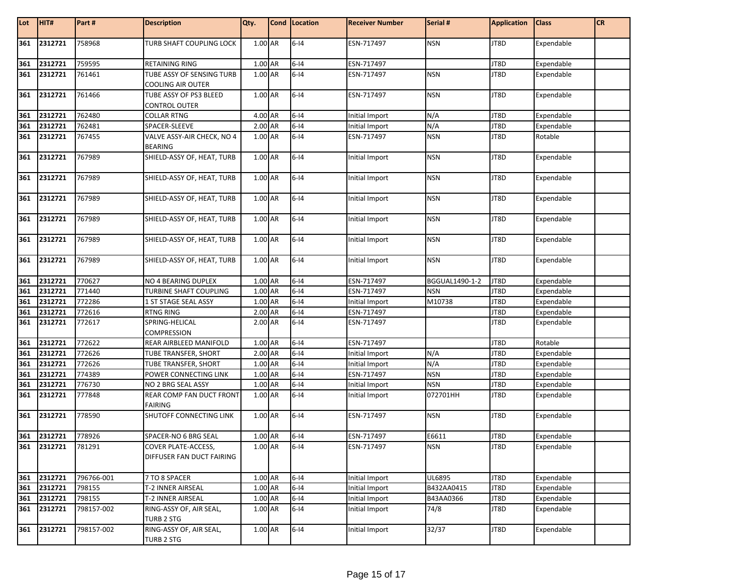| Lot | HIT# | Part # | Description | Qty. | Cond | Location | Receiver Number | Serial # | Application | Class | CR |
|---|---|---|---|---|---|---|---|---|---|---|---|
| 361 | 2312721 | 758968 | TURB SHAFT COUPLING LOCK | 1.00 | AR | 6-I4 | ESN-717497 | NSN | JT8D | Expendable | |
| 361 | 2312721 | 759595 | RETAINING RING | 1.00 | AR | 6-I4 | ESN-717497 | | JT8D | Expendable | |
| 361 | 2312721 | 761461 | TUBE ASSY OF SENSING TURB COOLING AIR OUTER | 1.00 | AR | 6-I4 | ESN-717497 | NSN | JT8D | Expendable | |
| 361 | 2312721 | 761466 | TUBE ASSY OF PS3 BLEED CONTROL OUTER | 1.00 | AR | 6-I4 | ESN-717497 | NSN | JT8D | Expendable | |
| 361 | 2312721 | 762480 | COLLAR RTNG | 4.00 | AR | 6-I4 | Initial Import | N/A | JT8D | Expendable | |
| 361 | 2312721 | 762481 | SPACER-SLEEVE | 2.00 | AR | 6-I4 | Initial Import | N/A | JT8D | Expendable | |
| 361 | 2312721 | 767455 | VALVE ASSY-AIR CHECK, NO 4 BEARING | 1.00 | AR | 6-I4 | ESN-717497 | NSN | JT8D | Rotable | |
| 361 | 2312721 | 767989 | SHIELD-ASSY OF, HEAT, TURB | 1.00 | AR | 6-I4 | Initial Import | NSN | JT8D | Expendable | |
| 361 | 2312721 | 767989 | SHIELD-ASSY OF, HEAT, TURB | 1.00 | AR | 6-I4 | Initial Import | NSN | JT8D | Expendable | |
| 361 | 2312721 | 767989 | SHIELD-ASSY OF, HEAT, TURB | 1.00 | AR | 6-I4 | Initial Import | NSN | JT8D | Expendable | |
| 361 | 2312721 | 767989 | SHIELD-ASSY OF, HEAT, TURB | 1.00 | AR | 6-I4 | Initial Import | NSN | JT8D | Expendable | |
| 361 | 2312721 | 767989 | SHIELD-ASSY OF, HEAT, TURB | 1.00 | AR | 6-I4 | Initial Import | NSN | JT8D | Expendable | |
| 361 | 2312721 | 767989 | SHIELD-ASSY OF, HEAT, TURB | 1.00 | AR | 6-I4 | Initial Import | NSN | JT8D | Expendable | |
| 361 | 2312721 | 770627 | NO 4 BEARING DUPLEX | 1.00 | AR | 6-I4 | ESN-717497 | BGGUAL1490-1-2 | JT8D | Expendable | |
| 361 | 2312721 | 771440 | TURBINE SHAFT COUPLING | 1.00 | AR | 6-I4 | ESN-717497 | NSN | JT8D | Expendable | |
| 361 | 2312721 | 772286 | 1 ST STAGE SEAL ASSY | 1.00 | AR | 6-I4 | Initial Import | M10738 | JT8D | Expendable | |
| 361 | 2312721 | 772616 | RTNG RING | 2.00 | AR | 6-I4 | ESN-717497 | | JT8D | Expendable | |
| 361 | 2312721 | 772617 | SPRING-HELICAL COMPRESSION | 2.00 | AR | 6-I4 | ESN-717497 | | JT8D | Expendable | |
| 361 | 2312721 | 772622 | REAR AIRBLEED MANIFOLD | 1.00 | AR | 6-I4 | ESN-717497 | | JT8D | Rotable | |
| 361 | 2312721 | 772626 | TUBE TRANSFER, SHORT | 2.00 | AR | 6-I4 | Initial Import | N/A | JT8D | Expendable | |
| 361 | 2312721 | 772626 | TUBE TRANSFER, SHORT | 1.00 | AR | 6-I4 | Initial Import | N/A | JT8D | Expendable | |
| 361 | 2312721 | 774389 | POWER CONNECTING LINK | 1.00 | AR | 6-I4 | ESN-717497 | NSN | JT8D | Expendable | |
| 361 | 2312721 | 776730 | NO 2 BRG SEAL ASSY | 1.00 | AR | 6-I4 | Initial Import | NSN | JT8D | Expendable | |
| 361 | 2312721 | 777848 | REAR COMP FAN DUCT FRONT FAIRING | 1.00 | AR | 6-I4 | Initial Import | 072701HH | JT8D | Expendable | |
| 361 | 2312721 | 778590 | SHUTOFF CONNECTING LINK | 1.00 | AR | 6-I4 | ESN-717497 | NSN | JT8D | Expendable | |
| 361 | 2312721 | 778926 | SPACER-NO 6 BRG SEAL | 1.00 | AR | 6-I4 | ESN-717497 | E6611 | JT8D | Expendable | |
| 361 | 2312721 | 781291 | COVER PLATE-ACCESS, DIFFUSER FAN DUCT FAIRING | 1.00 | AR | 6-I4 | ESN-717497 | NSN | JT8D | Expendable | |
| 361 | 2312721 | 796766-001 | 7 TO 8 SPACER | 1.00 | AR | 6-I4 | Initial Import | UL6895 | JT8D | Expendable | |
| 361 | 2312721 | 798155 | T-2 INNER AIRSEAL | 1.00 | AR | 6-I4 | Initial Import | B432AA0415 | JT8D | Expendable | |
| 361 | 2312721 | 798155 | T-2 INNER AIRSEAL | 1.00 | AR | 6-I4 | Initial Import | B43AA0366 | JT8D | Expendable | |
| 361 | 2312721 | 798157-002 | RING-ASSY OF, AIR SEAL, TURB 2 STG | 1.00 | AR | 6-I4 | Initial Import | 74/8 | JT8D | Expendable | |
| 361 | 2312721 | 798157-002 | RING-ASSY OF, AIR SEAL, TURB 2 STG | 1.00 | AR | 6-I4 | Initial Import | 32/37 | JT8D | Expendable | |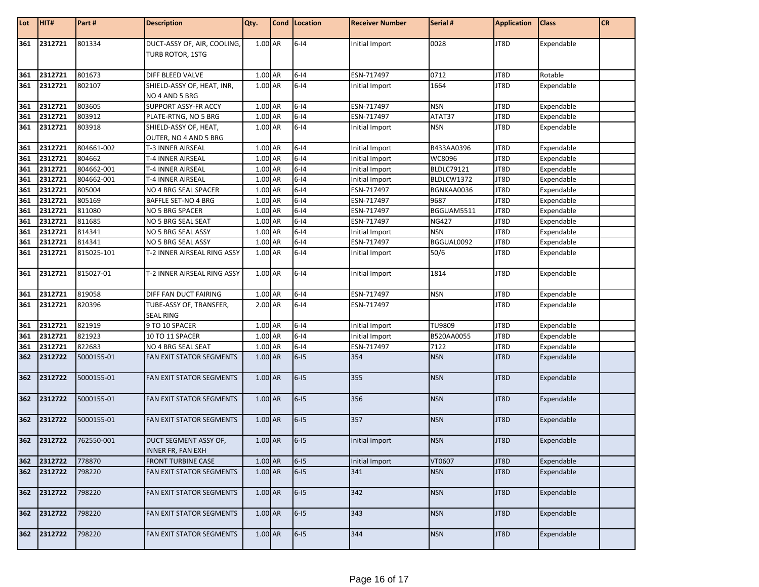| Lot | HIT# | Part # | Description | Qty. | Cond | Location | Receiver Number | Serial # | Application | Class | CR |
|---|---|---|---|---|---|---|---|---|---|---|---|
| 361 | 2312721 | 801334 | DUCT-ASSY OF, AIR, COOLING, TURB ROTOR, 1STG | 1.00 | AR | 6-I4 | Initial Import | 0028 | JT8D | Expendable | |
| 361 | 2312721 | 801673 | DIFF BLEED VALVE | 1.00 | AR | 6-I4 | ESN-717497 | 0712 | JT8D | Rotable | |
| 361 | 2312721 | 802107 | SHIELD-ASSY OF, HEAT, INR, NO 4 AND 5 BRG | 1.00 | AR | 6-I4 | Initial Import | 1664 | JT8D | Expendable | |
| 361 | 2312721 | 803605 | SUPPORT ASSY-FR ACCY | 1.00 | AR | 6-I4 | ESN-717497 | NSN | JT8D | Expendable | |
| 361 | 2312721 | 803912 | PLATE-RTNG, NO 5 BRG | 1.00 | AR | 6-I4 | ESN-717497 | ATAT37 | JT8D | Expendable | |
| 361 | 2312721 | 803918 | SHIELD-ASSY OF, HEAT, OUTER, NO 4 AND 5 BRG | 1.00 | AR | 6-I4 | Initial Import | NSN | JT8D | Expendable | |
| 361 | 2312721 | 804661-002 | T-3 INNER AIRSEAL | 1.00 | AR | 6-I4 | Initial Import | B433AA0396 | JT8D | Expendable | |
| 361 | 2312721 | 804662 | T-4 INNER AIRSEAL | 1.00 | AR | 6-I4 | Initial Import | WC8096 | JT8D | Expendable | |
| 361 | 2312721 | 804662-001 | T-4 INNER AIRSEAL | 1.00 | AR | 6-I4 | Initial Import | BLDLC79121 | JT8D | Expendable | |
| 361 | 2312721 | 804662-001 | T-4 INNER AIRSEAL | 1.00 | AR | 6-I4 | Initial Import | BLDLCW1372 | JT8D | Expendable | |
| 361 | 2312721 | 805004 | NO 4 BRG SEAL SPACER | 1.00 | AR | 6-I4 | ESN-717497 | BGNKAA0036 | JT8D | Expendable | |
| 361 | 2312721 | 805169 | BAFFLE SET-NO 4 BRG | 1.00 | AR | 6-I4 | ESN-717497 | 9687 | JT8D | Expendable | |
| 361 | 2312721 | 811080 | NO 5 BRG SPACER | 1.00 | AR | 6-I4 | ESN-717497 | BGGUAM5511 | JT8D | Expendable | |
| 361 | 2312721 | 811685 | NO 5 BRG SEAL SEAT | 1.00 | AR | 6-I4 | ESN-717497 | NG427 | JT8D | Expendable | |
| 361 | 2312721 | 814341 | NO 5 BRG SEAL ASSY | 1.00 | AR | 6-I4 | Initial Import | NSN | JT8D | Expendable | |
| 361 | 2312721 | 814341 | NO 5 BRG SEAL ASSY | 1.00 | AR | 6-I4 | ESN-717497 | BGGUAL0092 | JT8D | Expendable | |
| 361 | 2312721 | 815025-101 | T-2 INNER AIRSEAL RING ASSY | 1.00 | AR | 6-I4 | Initial Import | 50/6 | JT8D | Expendable | |
| 361 | 2312721 | 815027-01 | T-2 INNER AIRSEAL RING ASSY | 1.00 | AR | 6-I4 | Initial Import | 1814 | JT8D | Expendable | |
| 361 | 2312721 | 819058 | DIFF FAN DUCT FAIRING | 1.00 | AR | 6-I4 | ESN-717497 | NSN | JT8D | Expendable | |
| 361 | 2312721 | 820396 | TUBE-ASSY OF, TRANSFER, SEAL RING | 2.00 | AR | 6-I4 | ESN-717497 | | JT8D | Expendable | |
| 361 | 2312721 | 821919 | 9 TO 10 SPACER | 1.00 | AR | 6-I4 | Initial Import | TU9809 | JT8D | Expendable | |
| 361 | 2312721 | 821923 | 10 TO 11 SPACER | 1.00 | AR | 6-I4 | Initial Import | B520AA0055 | JT8D | Expendable | |
| 361 | 2312721 | 822683 | NO 4 BRG SEAL SEAT | 1.00 | AR | 6-I4 | ESN-717497 | 7122 | JT8D | Expendable | |
| 362 | 2312722 | 5000155-01 | FAN EXIT STATOR SEGMENTS | 1.00 | AR | 6-I5 | 354 | NSN | JT8D | Expendable | |
| 362 | 2312722 | 5000155-01 | FAN EXIT STATOR SEGMENTS | 1.00 | AR | 6-I5 | 355 | NSN | JT8D | Expendable | |
| 362 | 2312722 | 5000155-01 | FAN EXIT STATOR SEGMENTS | 1.00 | AR | 6-I5 | 356 | NSN | JT8D | Expendable | |
| 362 | 2312722 | 5000155-01 | FAN EXIT STATOR SEGMENTS | 1.00 | AR | 6-I5 | 357 | NSN | JT8D | Expendable | |
| 362 | 2312722 | 762550-001 | DUCT SEGMENT ASSY OF, INNER FR, FAN EXH | 1.00 | AR | 6-I5 | Initial Import | NSN | JT8D | Expendable | |
| 362 | 2312722 | 778870 | FRONT TURBINE CASE | 1.00 | AR | 6-I5 | Initial Import | VT0607 | JT8D | Expendable | |
| 362 | 2312722 | 798220 | FAN EXIT STATOR SEGMENTS | 1.00 | AR | 6-I5 | 341 | NSN | JT8D | Expendable | |
| 362 | 2312722 | 798220 | FAN EXIT STATOR SEGMENTS | 1.00 | AR | 6-I5 | 342 | NSN | JT8D | Expendable | |
| 362 | 2312722 | 798220 | FAN EXIT STATOR SEGMENTS | 1.00 | AR | 6-I5 | 343 | NSN | JT8D | Expendable | |
| 362 | 2312722 | 798220 | FAN EXIT STATOR SEGMENTS | 1.00 | AR | 6-I5 | 344 | NSN | JT8D | Expendable | |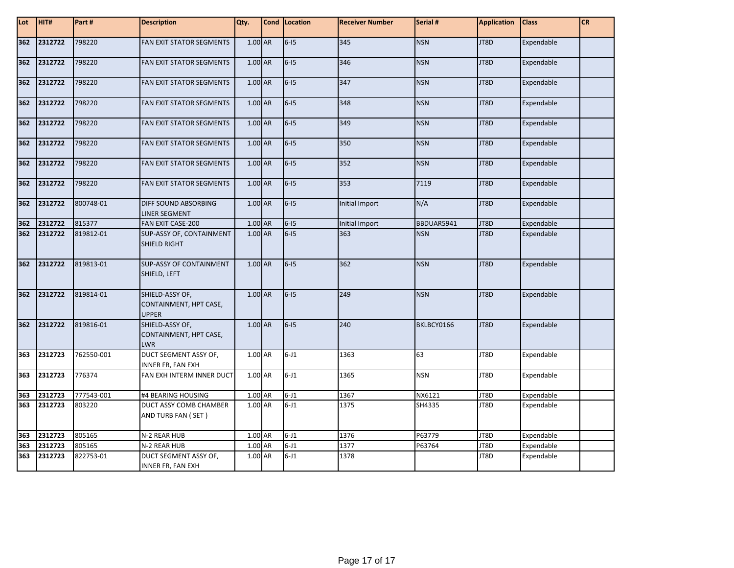| Lot | HIT# | Part # | Description | Qty. | Cond | Location | Receiver Number | Serial # | Application | Class | CR |
|---|---|---|---|---|---|---|---|---|---|---|---|
| 362 | 2312722 | 798220 | FAN EXIT STATOR SEGMENTS | 1.00 | AR | 6-I5 | 345 | NSN | JT8D | Expendable | |
| 362 | 2312722 | 798220 | FAN EXIT STATOR SEGMENTS | 1.00 | AR | 6-I5 | 346 | NSN | JT8D | Expendable | |
| 362 | 2312722 | 798220 | FAN EXIT STATOR SEGMENTS | 1.00 | AR | 6-I5 | 347 | NSN | JT8D | Expendable | |
| 362 | 2312722 | 798220 | FAN EXIT STATOR SEGMENTS | 1.00 | AR | 6-I5 | 348 | NSN | JT8D | Expendable | |
| 362 | 2312722 | 798220 | FAN EXIT STATOR SEGMENTS | 1.00 | AR | 6-I5 | 349 | NSN | JT8D | Expendable | |
| 362 | 2312722 | 798220 | FAN EXIT STATOR SEGMENTS | 1.00 | AR | 6-I5 | 350 | NSN | JT8D | Expendable | |
| 362 | 2312722 | 798220 | FAN EXIT STATOR SEGMENTS | 1.00 | AR | 6-I5 | 352 | NSN | JT8D | Expendable | |
| 362 | 2312722 | 798220 | FAN EXIT STATOR SEGMENTS | 1.00 | AR | 6-I5 | 353 | 7119 | JT8D | Expendable | |
| 362 | 2312722 | 800748-01 | DIFF SOUND ABSORBING LINER SEGMENT | 1.00 | AR | 6-I5 | Initial Import | N/A | JT8D | Expendable | |
| 362 | 2312722 | 815377 | FAN EXIT CASE-200 | 1.00 | AR | 6-I5 | Initial Import | BBDUAR5941 | JT8D | Expendable | |
| 362 | 2312722 | 819812-01 | SUP-ASSY OF, CONTAINMENT SHIELD RIGHT | 1.00 | AR | 6-I5 | 363 | NSN | JT8D | Expendable | |
| 362 | 2312722 | 819813-01 | SUP-ASSY OF CONTAINMENT SHIELD, LEFT | 1.00 | AR | 6-I5 | 362 | NSN | JT8D | Expendable | |
| 362 | 2312722 | 819814-01 | SHIELD-ASSY OF, CONTAINMENT, HPT CASE, UPPER | 1.00 | AR | 6-I5 | 249 | NSN | JT8D | Expendable | |
| 362 | 2312722 | 819816-01 | SHIELD-ASSY OF, CONTAINMENT, HPT CASE, LWR | 1.00 | AR | 6-I5 | 240 | BKLBCY0166 | JT8D | Expendable | |
| 363 | 2312723 | 762550-001 | DUCT SEGMENT ASSY OF, INNER FR, FAN EXH | 1.00 | AR | 6-J1 | 1363 | 63 | JT8D | Expendable | |
| 363 | 2312723 | 776374 | FAN EXH INTERM INNER DUCT | 1.00 | AR | 6-J1 | 1365 | NSN | JT8D | Expendable | |
| 363 | 2312723 | 777543-001 | #4 BEARING HOUSING | 1.00 | AR | 6-J1 | 1367 | NX6121 | JT8D | Expendable | |
| 363 | 2312723 | 803220 | DUCT ASSY COMB CHAMBER AND TURB FAN ( SET ) | 1.00 | AR | 6-J1 | 1375 | SH4335 | JT8D | Expendable | |
| 363 | 2312723 | 805165 | N-2 REAR HUB | 1.00 | AR | 6-J1 | 1376 | P63779 | JT8D | Expendable | |
| 363 | 2312723 | 805165 | N-2 REAR HUB | 1.00 | AR | 6-J1 | 1377 | P63764 | JT8D | Expendable | |
| 363 | 2312723 | 822753-01 | DUCT SEGMENT ASSY OF, INNER FR, FAN EXH | 1.00 | AR | 6-J1 | 1378 | | JT8D | Expendable | |